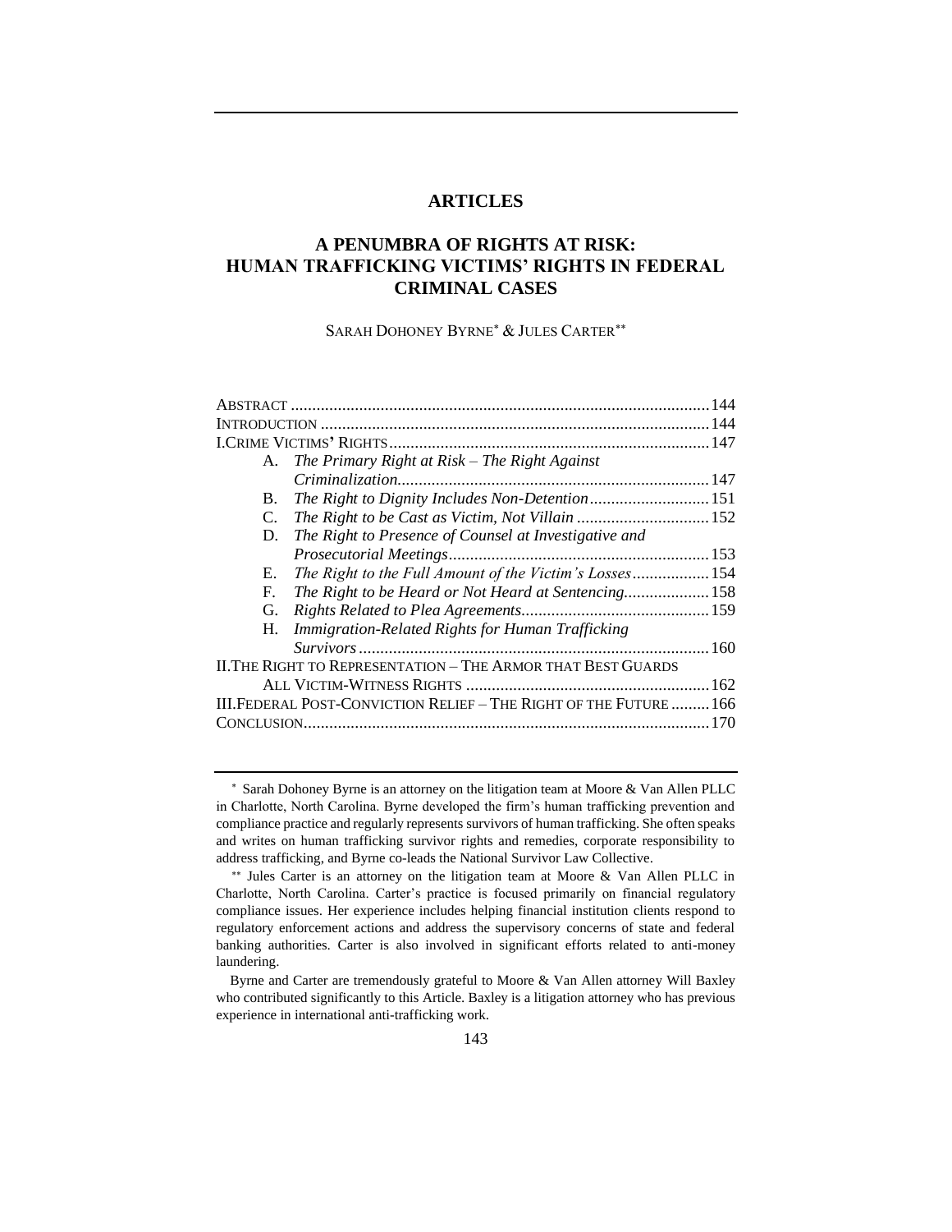## ARTICLES

# A PENUMBRA OF RIGHTS AT RISK: HUMAN TRAFFICKING VICTIMS' RIGHTS IN FEDERAL CRIMINAL CASES

SARAH DOHONEY BYRNE[*] & JULES CARTER[**]

ABSTRACT .......... 144
INTRODUCTION .......... 144
I. CRIME VICTIMS' RIGHTS .......... 147
- A. *The Primary Right at Risk – The Right Against Criminalization* .......... 147
- B. *The Right to Dignity Includes Non-Detention* .......... 151
- C. *The Right to be Cast as Victim, Not Villain* .......... 152
- D. *The Right to Presence of Counsel at Investigative and Prosecutorial Meetings* .......... 153
- E. *The Right to the Full Amount of the Victim's Losses* .......... 154
- F. *The Right to be Heard or Not Heard at Sentencing* .......... 158
- G. *Rights Related to Plea Agreements* .......... 159
- H. *Immigration-Related Rights for Human Trafficking Survivors* .......... 160

II. THE RIGHT TO REPRESENTATION – THE ARMOR THAT BEST GUARDS ALL VICTIM-WITNESS RIGHTS .......... 162
III. FEDERAL POST-CONVICTION RELIEF – THE RIGHT OF THE FUTURE .......... 166
CONCLUSION .......... 170

---

[*] Sarah Dohoney Byrne is an attorney on the litigation team at Moore & Van Allen PLLC in Charlotte, North Carolina. Byrne developed the firm's human trafficking prevention and compliance practice and regularly represents survivors of human trafficking. She often speaks and writes on human trafficking survivor rights and remedies, corporate responsibility to address trafficking, and Byrne co-leads the National Survivor Law Collective.

[**] Jules Carter is an attorney on the litigation team at Moore & Van Allen PLLC in Charlotte, North Carolina. Carter's practice is focused primarily on financial regulatory compliance issues. Her experience includes helping financial institution clients respond to regulatory enforcement actions and address the supervisory concerns of state and federal banking authorities. Carter is also involved in significant efforts related to anti-money laundering.

Byrne and Carter are tremendously grateful to Moore & Van Allen attorney Will Baxley who contributed significantly to this Article. Baxley is a litigation attorney who has previous experience in international anti-trafficking work.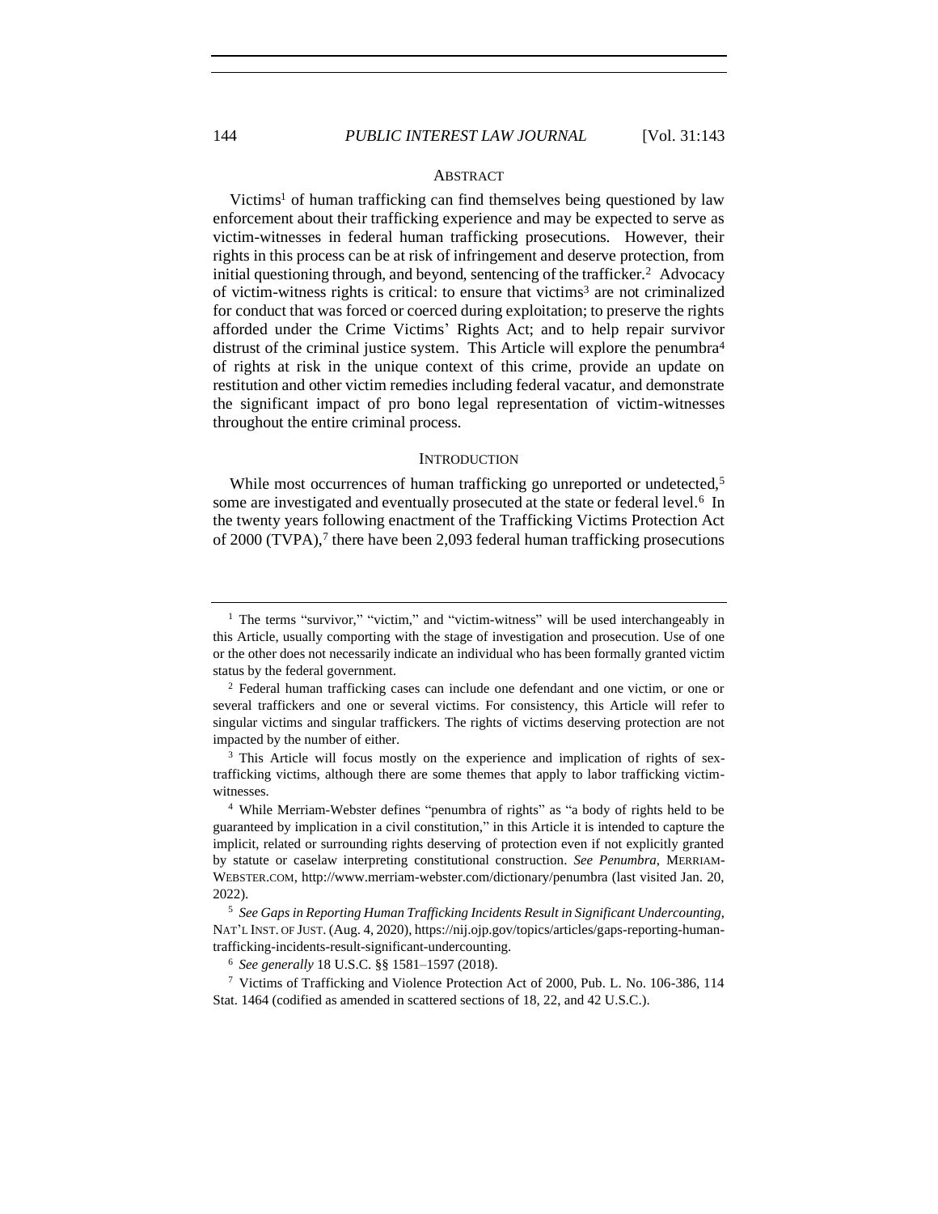## ABSTRACT

Victims[1] of human trafficking can find themselves being questioned by law enforcement about their trafficking experience and may be expected to serve as victim-witnesses in federal human trafficking prosecutions. However, their rights in this process can be at risk of infringement and deserve protection, from initial questioning through, and beyond, sentencing of the trafficker.[2] Advocacy of victim-witness rights is critical: to ensure that victims[3] are not criminalized for conduct that was forced or coerced during exploitation; to preserve the rights afforded under the Crime Victims' Rights Act; and to help repair survivor distrust of the criminal justice system. This Article will explore the penumbra[4] of rights at risk in the unique context of this crime, provide an update on restitution and other victim remedies including federal vacatur, and demonstrate the significant impact of pro bono legal representation of victim-witnesses throughout the entire criminal process.

## INTRODUCTION

While most occurrences of human trafficking go unreported or undetected,[5] some are investigated and eventually prosecuted at the state or federal level.[6] In the twenty years following enactment of the Trafficking Victims Protection Act of 2000 (TVPA),[7] there have been 2,093 federal human trafficking prosecutions

---

[1] The terms "survivor," "victim," and "victim-witness" will be used interchangeably in this Article, usually comporting with the stage of investigation and prosecution. Use of one or the other does not necessarily indicate an individual who has been formally granted victim status by the federal government.

[2] Federal human trafficking cases can include one defendant and one victim, or one or several traffickers and one or several victims. For consistency, this Article will refer to singular victims and singular traffickers. The rights of victims deserving protection are not impacted by the number of either.

[3] This Article will focus mostly on the experience and implication of rights of sex-trafficking victims, although there are some themes that apply to labor trafficking victim-witnesses.

[4] While Merriam-Webster defines "penumbra of rights" as "a body of rights held to be guaranteed by implication in a civil constitution," in this Article it is intended to capture the implicit, related or surrounding rights deserving of protection even if not explicitly granted by statute or caselaw interpreting constitutional construction. *See Penumbra*, MERRIAM-WEBSTER.COM, http://www.merriam-webster.com/dictionary/penumbra (last visited Jan. 20, 2022).

[5] *See Gaps in Reporting Human Trafficking Incidents Result in Significant Undercounting*, NAT'L INST. OF JUST. (Aug. 4, 2020), https://nij.ojp.gov/topics/articles/gaps-reporting-human-trafficking-incidents-result-significant-undercounting.

[6] *See generally* 18 U.S.C. §§ 1581–1597 (2018).

[7] Victims of Trafficking and Violence Protection Act of 2000, Pub. L. No. 106-386, 114 Stat. 1464 (codified as amended in scattered sections of 18, 22, and 42 U.S.C.).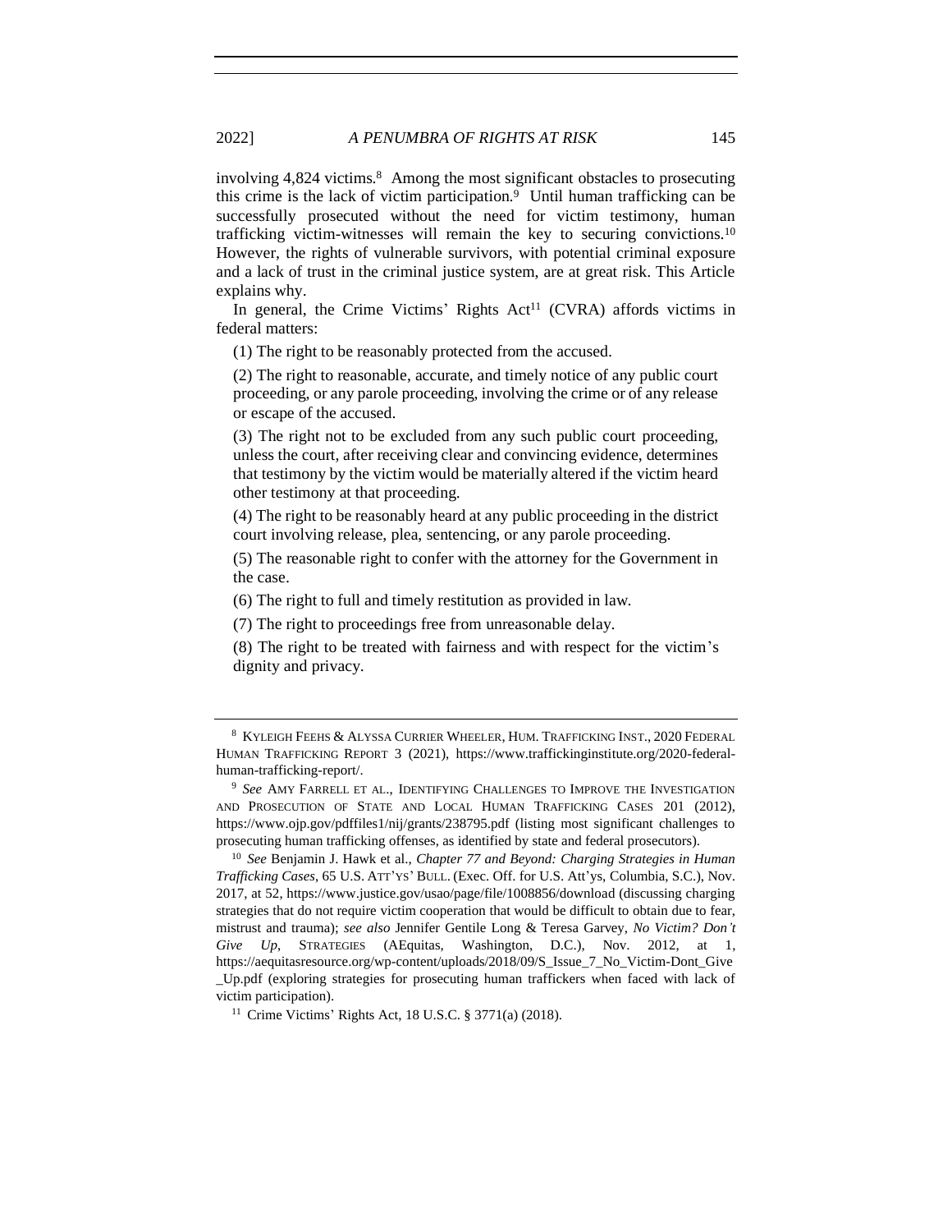involving 4,824 victims.[8] Among the most significant obstacles to prosecuting this crime is the lack of victim participation.[9] Until human trafficking can be successfully prosecuted without the need for victim testimony, human trafficking victim-witnesses will remain the key to securing convictions.[10] However, the rights of vulnerable survivors, with potential criminal exposure and a lack of trust in the criminal justice system, are at great risk. This Article explains why.

In general, the Crime Victims' Rights Act[11] (CVRA) affords victims in federal matters:

> (1) The right to be reasonably protected from the accused.
>
> (2) The right to reasonable, accurate, and timely notice of any public court proceeding, or any parole proceeding, involving the crime or of any release or escape of the accused.
>
> (3) The right not to be excluded from any such public court proceeding, unless the court, after receiving clear and convincing evidence, determines that testimony by the victim would be materially altered if the victim heard other testimony at that proceeding.
>
> (4) The right to be reasonably heard at any public proceeding in the district court involving release, plea, sentencing, or any parole proceeding.
>
> (5) The reasonable right to confer with the attorney for the Government in the case.
>
> (6) The right to full and timely restitution as provided in law.
>
> (7) The right to proceedings free from unreasonable delay.
>
> (8) The right to be treated with fairness and with respect for the victim's dignity and privacy.

---

[8] KYLEIGH FEEHS & ALYSSA CURRIER WHEELER, HUM. TRAFFICKING INST., 2020 FEDERAL HUMAN TRAFFICKING REPORT 3 (2021), https://www.traffickinginstitute.org/2020-federal-human-trafficking-report/.

[9] *See* AMY FARRELL ET AL., IDENTIFYING CHALLENGES TO IMPROVE THE INVESTIGATION AND PROSECUTION OF STATE AND LOCAL HUMAN TRAFFICKING CASES 201 (2012), https://www.ojp.gov/pdffiles1/nij/grants/238795.pdf (listing most significant challenges to prosecuting human trafficking offenses, as identified by state and federal prosecutors).

[10] *See* Benjamin J. Hawk et al., *Chapter 77 and Beyond: Charging Strategies in Human Trafficking Cases*, 65 U.S. ATT'YS' BULL. (Exec. Off. for U.S. Att'ys, Columbia, S.C.), Nov. 2017, at 52, https://www.justice.gov/usao/page/file/1008856/download (discussing charging strategies that do not require victim cooperation that would be difficult to obtain due to fear, mistrust and trauma); *see also* Jennifer Gentile Long & Teresa Garvey, *No Victim? Don't Give Up*, STRATEGIES (AEquitas, Washington, D.C.), Nov. 2012, at 1, https://aequitasresource.org/wp-content/uploads/2018/09/S_Issue_7_No_Victim-Dont_Give_Up.pdf (exploring strategies for prosecuting human traffickers when faced with lack of victim participation).

[11] Crime Victims' Rights Act, 18 U.S.C. § 3771(a) (2018).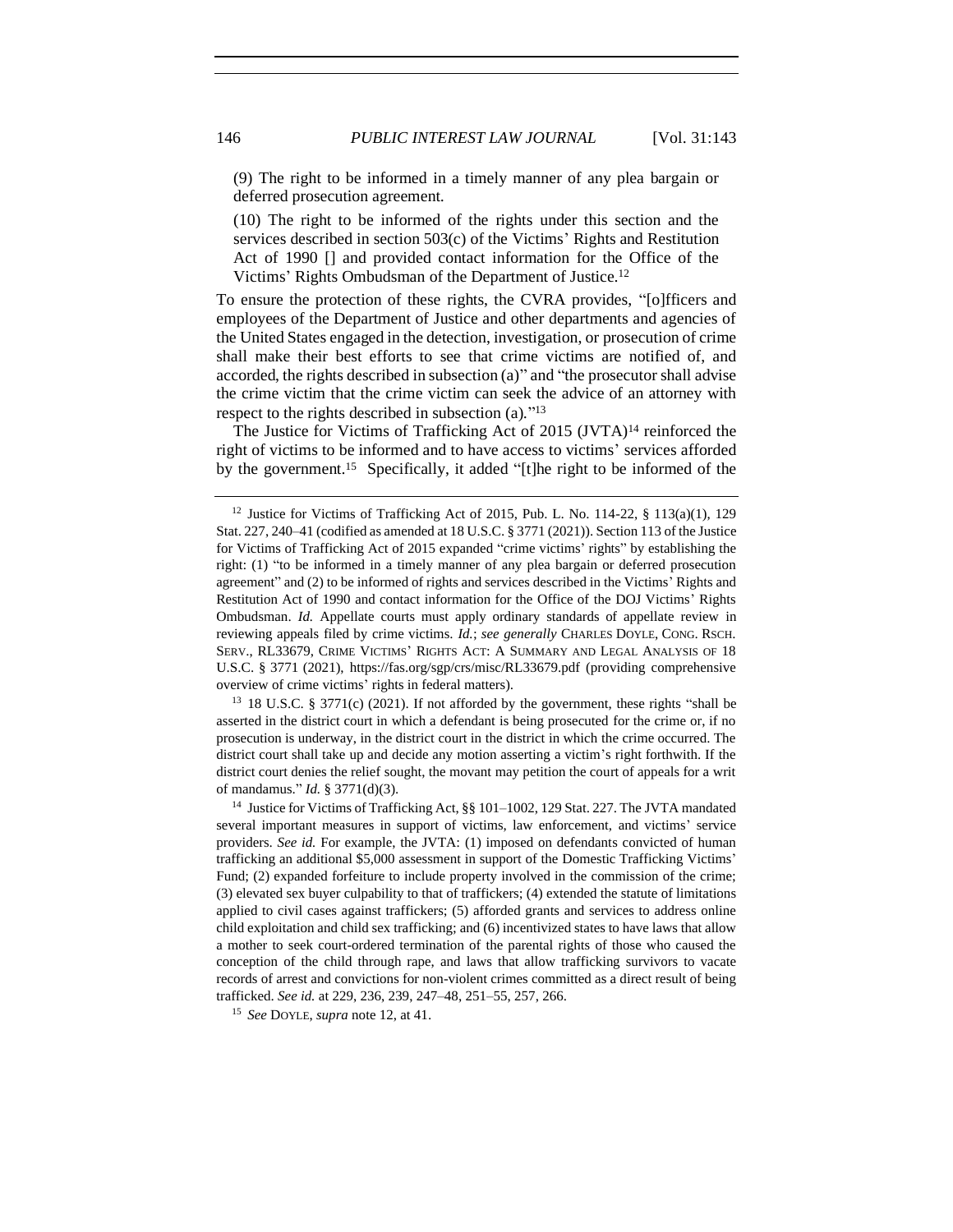> (9) The right to be informed in a timely manner of any plea bargain or deferred prosecution agreement.
>
> (10) The right to be informed of the rights under this section and the services described in section 503(c) of the Victims' Rights and Restitution Act of 1990 [] and provided contact information for the Office of the Victims' Rights Ombudsman of the Department of Justice.[12]

To ensure the protection of these rights, the CVRA provides, "[o]fficers and employees of the Department of Justice and other departments and agencies of the United States engaged in the detection, investigation, or prosecution of crime shall make their best efforts to see that crime victims are notified of, and accorded, the rights described in subsection (a)" and "the prosecutor shall advise the crime victim that the crime victim can seek the advice of an attorney with respect to the rights described in subsection (a)."[13]

The Justice for Victims of Trafficking Act of 2015 (JVTA)[14] reinforced the right of victims to be informed and to have access to victims' services afforded by the government.[15] Specifically, it added "[t]he right to be informed of the

---

[12] Justice for Victims of Trafficking Act of 2015, Pub. L. No. 114-22, § 113(a)(1), 129 Stat. 227, 240–41 (codified as amended at 18 U.S.C. § 3771 (2021)). Section 113 of the Justice for Victims of Trafficking Act of 2015 expanded "crime victims' rights" by establishing the right: (1) "to be informed in a timely manner of any plea bargain or deferred prosecution agreement" and (2) to be informed of rights and services described in the Victims' Rights and Restitution Act of 1990 and contact information for the Office of the DOJ Victims' Rights Ombudsman. *Id.* Appellate courts must apply ordinary standards of appellate review in reviewing appeals filed by crime victims. *Id.*; *see generally* CHARLES DOYLE, CONG. RSCH. SERV., RL33679, CRIME VICTIMS' RIGHTS ACT: A SUMMARY AND LEGAL ANALYSIS OF 18 U.S.C. § 3771 (2021), https://fas.org/sgp/crs/misc/RL33679.pdf (providing comprehensive overview of crime victims' rights in federal matters).

[13] 18 U.S.C. § 3771(c) (2021). If not afforded by the government, these rights "shall be asserted in the district court in which a defendant is being prosecuted for the crime or, if no prosecution is underway, in the district court in the district in which the crime occurred. The district court shall take up and decide any motion asserting a victim's right forthwith. If the district court denies the relief sought, the movant may petition the court of appeals for a writ of mandamus." *Id.* § 3771(d)(3).

[14] Justice for Victims of Trafficking Act, §§ 101–1002, 129 Stat. 227. The JVTA mandated several important measures in support of victims, law enforcement, and victims' service providers. *See id.* For example, the JVTA: (1) imposed on defendants convicted of human trafficking an additional $5,000 assessment in support of the Domestic Trafficking Victims' Fund; (2) expanded forfeiture to include property involved in the commission of the crime; (3) elevated sex buyer culpability to that of traffickers; (4) extended the statute of limitations applied to civil cases against traffickers; (5) afforded grants and services to address online child exploitation and child sex trafficking; and (6) incentivized states to have laws that allow a mother to seek court-ordered termination of the parental rights of those who caused the conception of the child through rape, and laws that allow trafficking survivors to vacate records of arrest and convictions for non-violent crimes committed as a direct result of being trafficked. *See id.* at 229, 236, 239, 247–48, 251–55, 257, 266.

[15] *See* DOYLE, *supra* note 12, at 41.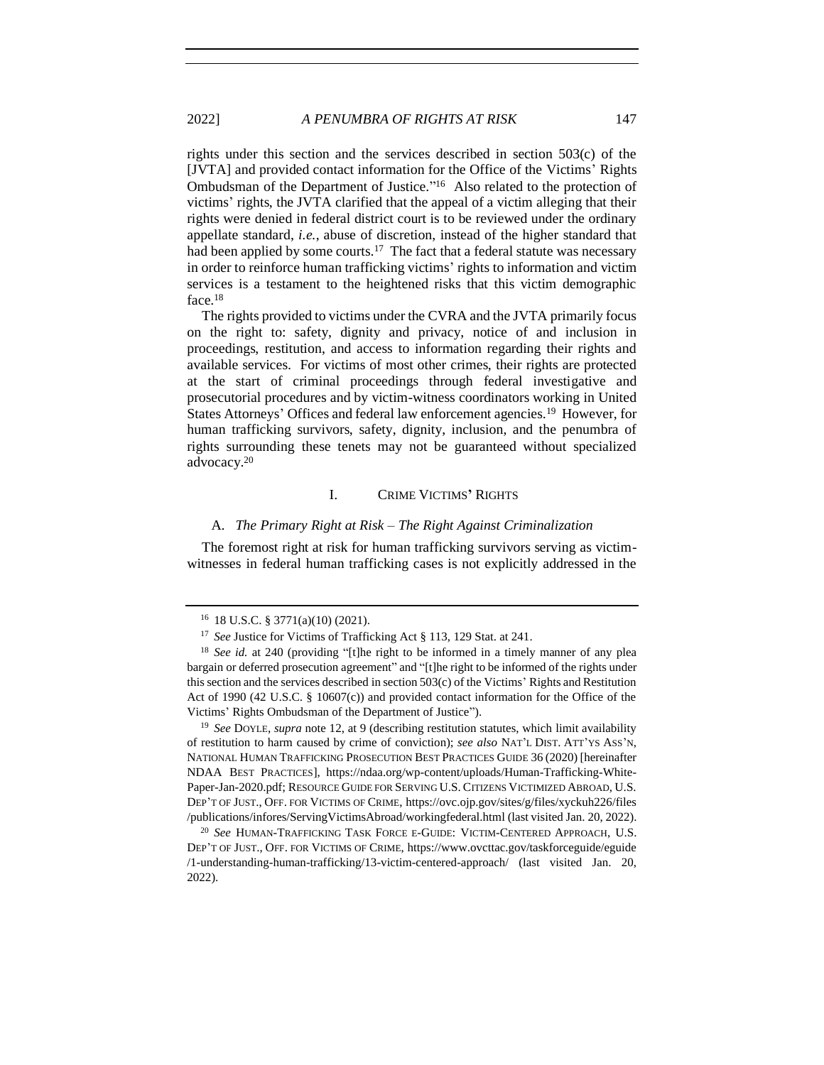rights under this section and the services described in section 503(c) of the [JVTA] and provided contact information for the Office of the Victims' Rights Ombudsman of the Department of Justice."[16] Also related to the protection of victims' rights, the JVTA clarified that the appeal of a victim alleging that their rights were denied in federal district court is to be reviewed under the ordinary appellate standard, *i.e.*, abuse of discretion, instead of the higher standard that had been applied by some courts.[17] The fact that a federal statute was necessary in order to reinforce human trafficking victims' rights to information and victim services is a testament to the heightened risks that this victim demographic face.[18]

The rights provided to victims under the CVRA and the JVTA primarily focus on the right to: safety, dignity and privacy, notice of and inclusion in proceedings, restitution, and access to information regarding their rights and available services. For victims of most other crimes, their rights are protected at the start of criminal proceedings through federal investigative and prosecutorial procedures and by victim-witness coordinators working in United States Attorneys' Offices and federal law enforcement agencies.[19] However, for human trafficking survivors, safety, dignity, inclusion, and the penumbra of rights surrounding these tenets may not be guaranteed without specialized advocacy.[20]

## I. CRIME VICTIMS' RIGHTS

### A. *The Primary Right at Risk – The Right Against Criminalization*

The foremost right at risk for human trafficking survivors serving as victim-witnesses in federal human trafficking cases is not explicitly addressed in the

---

[16] 18 U.S.C. § 3771(a)(10) (2021).

[17] *See* Justice for Victims of Trafficking Act § 113, 129 Stat. at 241.

[18] *See id.* at 240 (providing "[t]he right to be informed in a timely manner of any plea bargain or deferred prosecution agreement" and "[t]he right to be informed of the rights under this section and the services described in section 503(c) of the Victims' Rights and Restitution Act of 1990 (42 U.S.C. § 10607(c)) and provided contact information for the Office of the Victims' Rights Ombudsman of the Department of Justice").

[19] *See* DOYLE, *supra* note 12, at 9 (describing restitution statutes, which limit availability of restitution to harm caused by crime of conviction); *see also* NAT'L DIST. ATT'YS ASS'N, NATIONAL HUMAN TRAFFICKING PROSECUTION BEST PRACTICES GUIDE 36 (2020) [hereinafter NDAA BEST PRACTICES], https://ndaa.org/wp-content/uploads/Human-Trafficking-White-Paper-Jan-2020.pdf; RESOURCE GUIDE FOR SERVING U.S. CITIZENS VICTIMIZED ABROAD, U.S. DEP'T OF JUST., OFF. FOR VICTIMS OF CRIME, https://ovc.ojp.gov/sites/g/files/xyckuh226/files/publications/infores/ServingVictimsAbroad/workingfederal.html (last visited Jan. 20, 2022).

[20] *See* HUMAN-TRAFFICKING TASK FORCE E-GUIDE: VICTIM-CENTERED APPROACH, U.S. DEP'T OF JUST., OFF. FOR VICTIMS OF CRIME, https://www.ovcttac.gov/taskforceguide/eguide/1-understanding-human-trafficking/13-victim-centered-approach/ (last visited Jan. 20, 2022).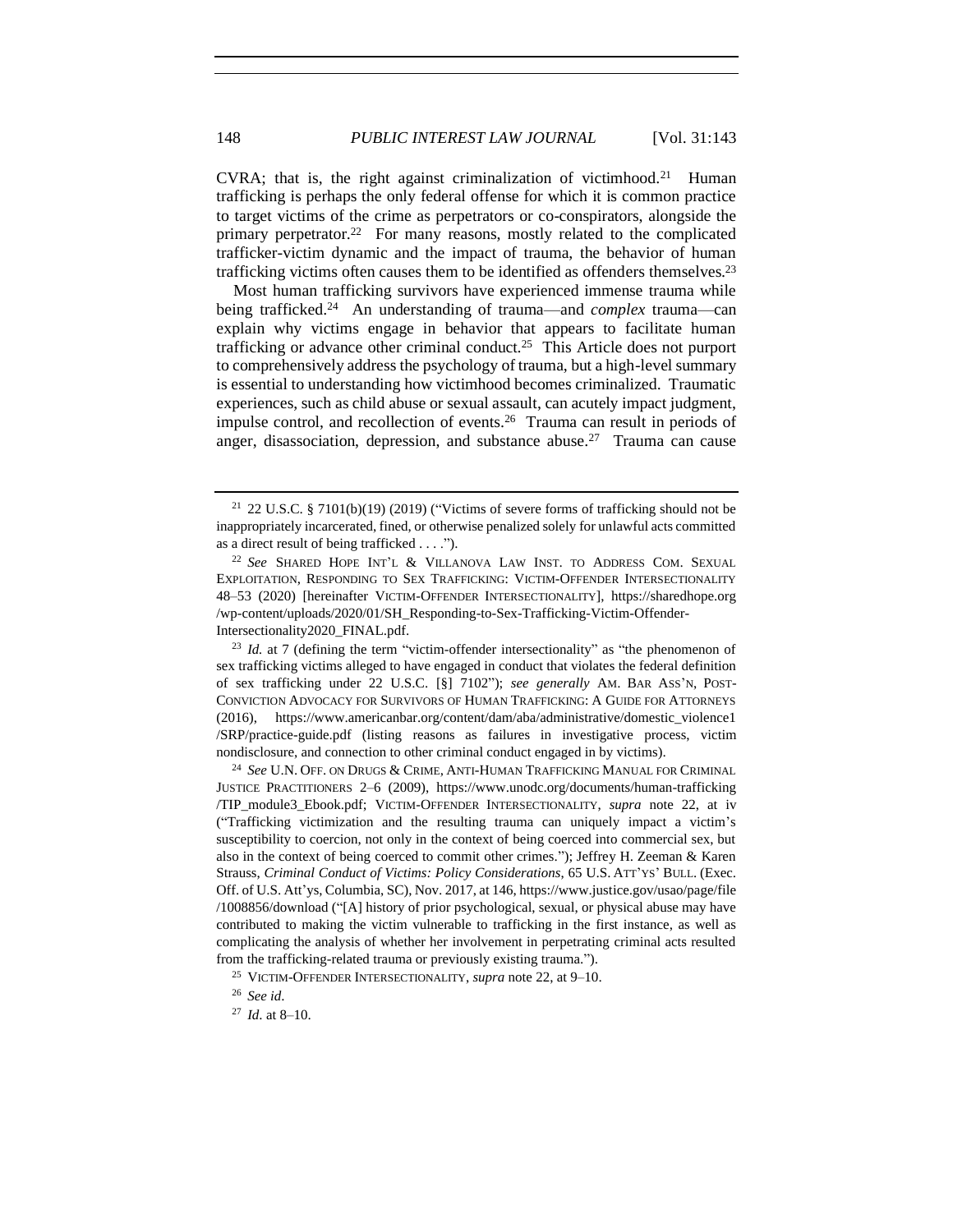CVRA; that is, the right against criminalization of victimhood.[21] Human trafficking is perhaps the only federal offense for which it is common practice to target victims of the crime as perpetrators or co-conspirators, alongside the primary perpetrator.[22] For many reasons, mostly related to the complicated trafficker-victim dynamic and the impact of trauma, the behavior of human trafficking victims often causes them to be identified as offenders themselves.[23]

Most human trafficking survivors have experienced immense trauma while being trafficked.[24] An understanding of trauma—and *complex* trauma—can explain why victims engage in behavior that appears to facilitate human trafficking or advance other criminal conduct.[25] This Article does not purport to comprehensively address the psychology of trauma, but a high-level summary is essential to understanding how victimhood becomes criminalized. Traumatic experiences, such as child abuse or sexual assault, can acutely impact judgment, impulse control, and recollection of events.[26] Trauma can result in periods of anger, disassociation, depression, and substance abuse.[27] Trauma can cause

---

[21] 22 U.S.C. § 7101(b)(19) (2019) ("Victims of severe forms of trafficking should not be inappropriately incarcerated, fined, or otherwise penalized solely for unlawful acts committed as a direct result of being trafficked . . . .").

[22] *See* SHARED HOPE INT'L & VILLANOVA LAW INST. TO ADDRESS COM. SEXUAL EXPLOITATION, RESPONDING TO SEX TRAFFICKING: VICTIM-OFFENDER INTERSECTIONALITY 48–53 (2020) [hereinafter VICTIM-OFFENDER INTERSECTIONALITY], https://sharedhope.org/wp-content/uploads/2020/01/SH_Responding-to-Sex-Trafficking-Victim-Offender-Intersectionality2020_FINAL.pdf.

[23] *Id.* at 7 (defining the term "victim-offender intersectionality" as "the phenomenon of sex trafficking victims alleged to have engaged in conduct that violates the federal definition of sex trafficking under 22 U.S.C. [§] 7102"); *see generally* AM. BAR ASS'N, POST-CONVICTION ADVOCACY FOR SURVIVORS OF HUMAN TRAFFICKING: A GUIDE FOR ATTORNEYS (2016), https://www.americanbar.org/content/dam/aba/administrative/domestic_violence1/SRP/practice-guide.pdf (listing reasons as failures in investigative process, victim nondisclosure, and connection to other criminal conduct engaged in by victims).

[24] *See* U.N. OFF. ON DRUGS & CRIME, ANTI-HUMAN TRAFFICKING MANUAL FOR CRIMINAL JUSTICE PRACTITIONERS 2–6 (2009), https://www.unodc.org/documents/human-trafficking/TIP_module3_Ebook.pdf; VICTIM-OFFENDER INTERSECTIONALITY, *supra* note 22, at iv ("Trafficking victimization and the resulting trauma can uniquely impact a victim's susceptibility to coercion, not only in the context of being coerced into commercial sex, but also in the context of being coerced to commit other crimes."); Jeffrey H. Zeeman & Karen Strauss, *Criminal Conduct of Victims: Policy Considerations*, 65 U.S. ATT'YS' BULL. (Exec. Off. of U.S. Att'ys, Columbia, SC), Nov. 2017, at 146, https://www.justice.gov/usao/page/file/1008856/download ("[A] history of prior psychological, sexual, or physical abuse may have contributed to making the victim vulnerable to trafficking in the first instance, as well as complicating the analysis of whether her involvement in perpetrating criminal acts resulted from the trafficking-related trauma or previously existing trauma.").

[25] VICTIM-OFFENDER INTERSECTIONALITY, *supra* note 22, at 9–10.

[26] *See id*.

[27] *Id*. at 8–10.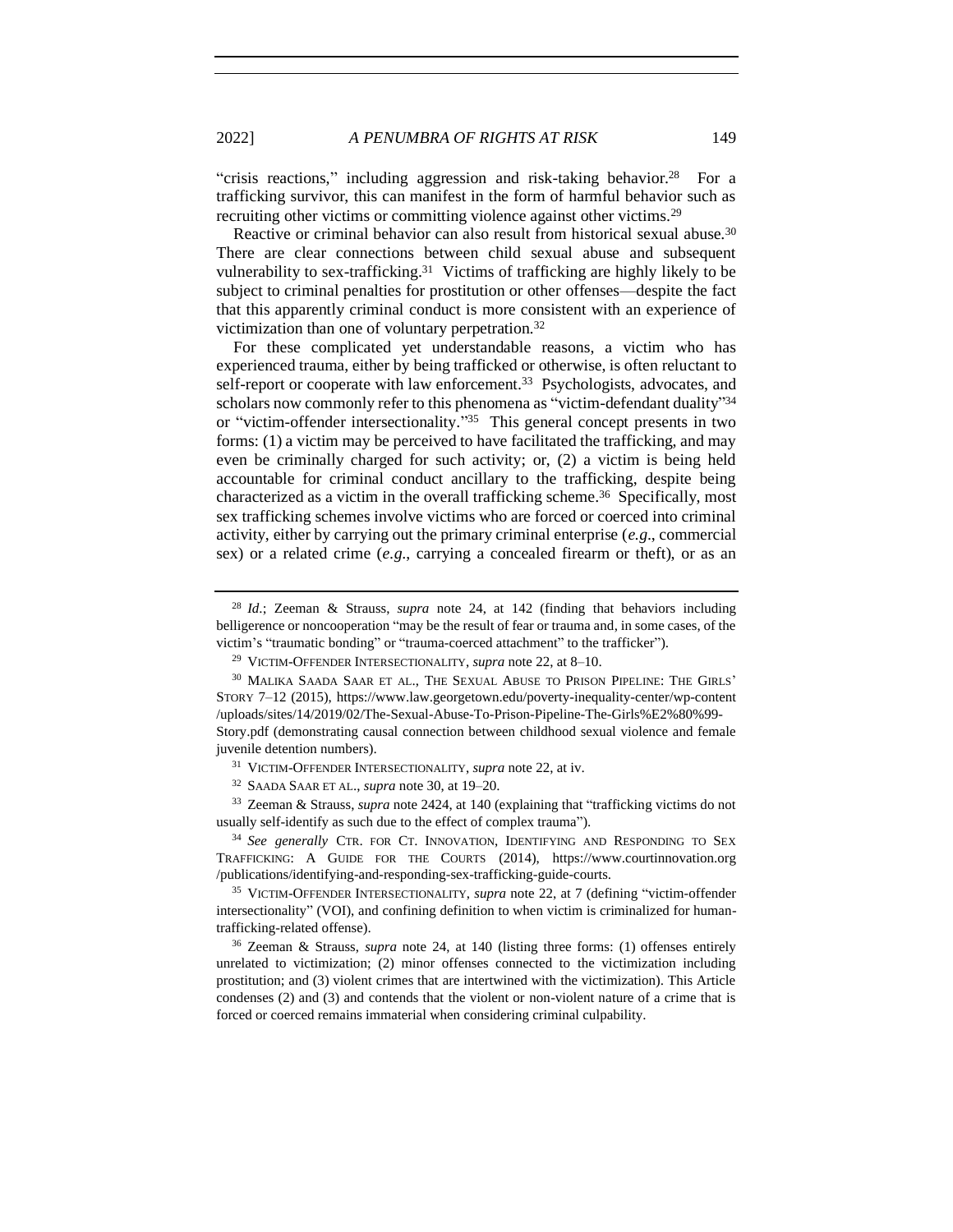"crisis reactions," including aggression and risk-taking behavior.[28] For a trafficking survivor, this can manifest in the form of harmful behavior such as recruiting other victims or committing violence against other victims.[29]

Reactive or criminal behavior can also result from historical sexual abuse.[30] There are clear connections between child sexual abuse and subsequent vulnerability to sex-trafficking.[31] Victims of trafficking are highly likely to be subject to criminal penalties for prostitution or other offenses—despite the fact that this apparently criminal conduct is more consistent with an experience of victimization than one of voluntary perpetration.[32]

For these complicated yet understandable reasons, a victim who has experienced trauma, either by being trafficked or otherwise, is often reluctant to self-report or cooperate with law enforcement.[33] Psychologists, advocates, and scholars now commonly refer to this phenomena as "victim-defendant duality"[34] or "victim-offender intersectionality."[35] This general concept presents in two forms: (1) a victim may be perceived to have facilitated the trafficking, and may even be criminally charged for such activity; or, (2) a victim is being held accountable for criminal conduct ancillary to the trafficking, despite being characterized as a victim in the overall trafficking scheme.[36] Specifically, most sex trafficking schemes involve victims who are forced or coerced into criminal activity, either by carrying out the primary criminal enterprise (*e.g*., commercial sex) or a related crime (*e.g*., carrying a concealed firearm or theft), or as an

---

[28] *Id*.; Zeeman & Strauss, *supra* note 24, at 142 (finding that behaviors including belligerence or noncooperation "may be the result of fear or trauma and, in some cases, of the victim's "traumatic bonding" or "trauma-coerced attachment" to the trafficker").

[29] VICTIM-OFFENDER INTERSECTIONALITY, *supra* note 22, at 8–10.

[30] MALIKA SAADA SAAR ET AL., THE SEXUAL ABUSE TO PRISON PIPELINE: THE GIRLS' STORY 7–12 (2015), https://www.law.georgetown.edu/poverty-inequality-center/wp-content/uploads/sites/14/2019/02/The-Sexual-Abuse-To-Prison-Pipeline-The-Girls%E2%80%99-Story.pdf (demonstrating causal connection between childhood sexual violence and female juvenile detention numbers).

[31] VICTIM-OFFENDER INTERSECTIONALITY, *supra* note 22, at iv.

[32] SAADA SAAR ET AL., *supra* note 30, at 19–20.

[33] Zeeman & Strauss, *supra* note 2424, at 140 (explaining that "trafficking victims do not usually self-identify as such due to the effect of complex trauma").

[34] *See generally* CTR. FOR CT. INNOVATION, IDENTIFYING AND RESPONDING TO SEX TRAFFICKING: A GUIDE FOR THE COURTS (2014), https://www.courtinnovation.org/publications/identifying-and-responding-sex-trafficking-guide-courts.

[35] VICTIM-OFFENDER INTERSECTIONALITY, *supra* note 22, at 7 (defining "victim-offender intersectionality" (VOI), and confining definition to when victim is criminalized for human-trafficking-related offense).

[36] Zeeman & Strauss, *supra* note 24, at 140 (listing three forms: (1) offenses entirely unrelated to victimization; (2) minor offenses connected to the victimization including prostitution; and (3) violent crimes that are intertwined with the victimization). This Article condenses (2) and (3) and contends that the violent or non-violent nature of a crime that is forced or coerced remains immaterial when considering criminal culpability.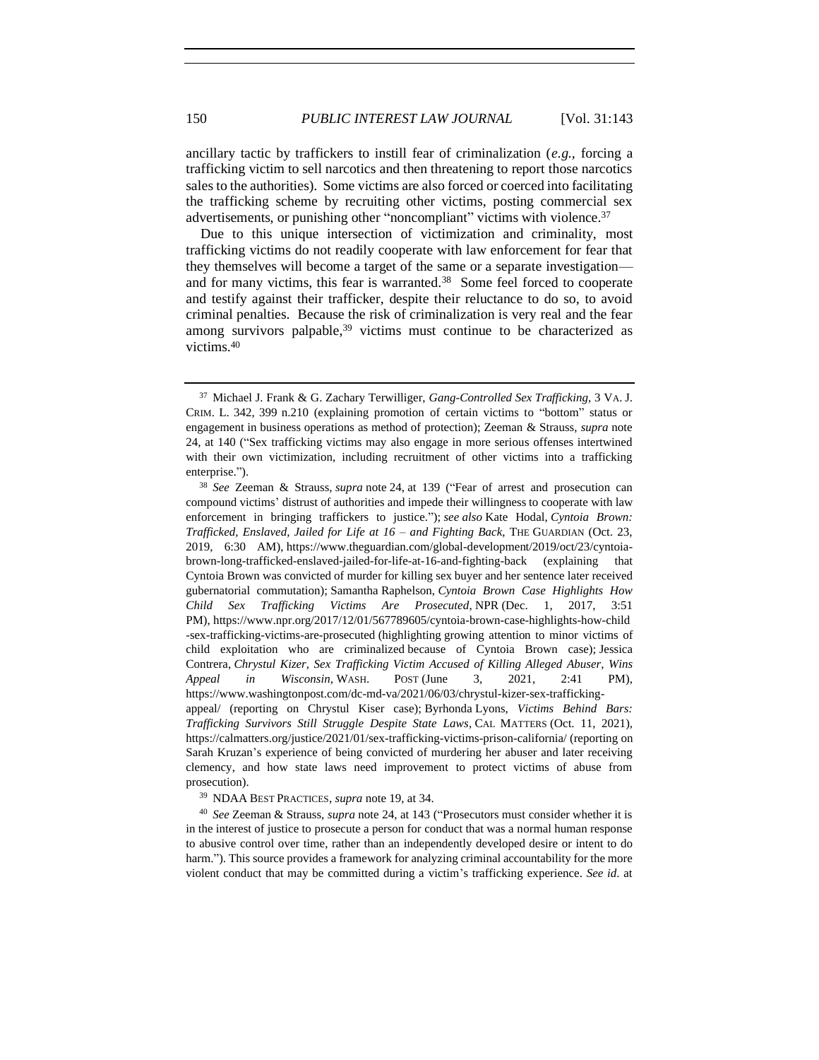ancillary tactic by traffickers to instill fear of criminalization (*e.g.*, forcing a trafficking victim to sell narcotics and then threatening to report those narcotics sales to the authorities). Some victims are also forced or coerced into facilitating the trafficking scheme by recruiting other victims, posting commercial sex advertisements, or punishing other "noncompliant" victims with violence.[37]

Due to this unique intersection of victimization and criminality, most trafficking victims do not readily cooperate with law enforcement for fear that they themselves will become a target of the same or a separate investigation—and for many victims, this fear is warranted.[38] Some feel forced to cooperate and testify against their trafficker, despite their reluctance to do so, to avoid criminal penalties. Because the risk of criminalization is very real and the fear among survivors palpable,[39] victims must continue to be characterized as victims.[40]

---

[37] Michael J. Frank & G. Zachary Terwilliger, *Gang-Controlled Sex Trafficking*, 3 VA. J. CRIM. L. 342, 399 n.210 (explaining promotion of certain victims to "bottom" status or engagement in business operations as method of protection); Zeeman & Strauss, *supra* note 24, at 140 ("Sex trafficking victims may also engage in more serious offenses intertwined with their own victimization, including recruitment of other victims into a trafficking enterprise.").

[38] *See* Zeeman & Strauss, *supra* note 24, at 139 ("Fear of arrest and prosecution can compound victims' distrust of authorities and impede their willingness to cooperate with law enforcement in bringing traffickers to justice."); *see also* Kate Hodal, *Cyntoia Brown: Trafficked, Enslaved, Jailed for Life at 16 – and Fighting Back*, THE GUARDIAN (Oct. 23, 2019, 6:30 AM), https://www.theguardian.com/global-development/2019/oct/23/cyntoia-brown-long-trafficked-enslaved-jailed-for-life-at-16-and-fighting-back (explaining that Cyntoia Brown was convicted of murder for killing sex buyer and her sentence later received gubernatorial commutation); Samantha Raphelson, *Cyntoia Brown Case Highlights How Child Sex Trafficking Victims Are Prosecuted*, NPR (Dec. 1, 2017, 3:51 PM), https://www.npr.org/2017/12/01/567789605/cyntoia-brown-case-highlights-how-child-sex-trafficking-victims-are-prosecuted (highlighting growing attention to minor victims of child exploitation who are criminalized because of Cyntoia Brown case); Jessica Contrera, *Chrystul Kizer, Sex Trafficking Victim Accused of Killing Alleged Abuser, Wins Appeal in Wisconsin*, WASH. POST (June 3, 2021, 2:41 PM), https://www.washingtonpost.com/dc-md-va/2021/06/03/chrystul-kizer-sex-trafficking-appeal/ (reporting on Chrystul Kiser case); Byrhonda Lyons, *Victims Behind Bars: Trafficking Survivors Still Struggle Despite State Laws*, CAL MATTERS (Oct. 11, 2021), https://calmatters.org/justice/2021/01/sex-trafficking-victims-prison-california/ (reporting on Sarah Kruzan's experience of being convicted of murdering her abuser and later receiving clemency, and how state laws need improvement to protect victims of abuse from prosecution).

[39] NDAA BEST PRACTICES, *supra* note 19, at 34.

[40] *See* Zeeman & Strauss, *supra* note 24, at 143 ("Prosecutors must consider whether it is in the interest of justice to prosecute a person for conduct that was a normal human response to abusive control over time, rather than an independently developed desire or intent to do harm."). This source provides a framework for analyzing criminal accountability for the more violent conduct that may be committed during a victim's trafficking experience. *See id.* at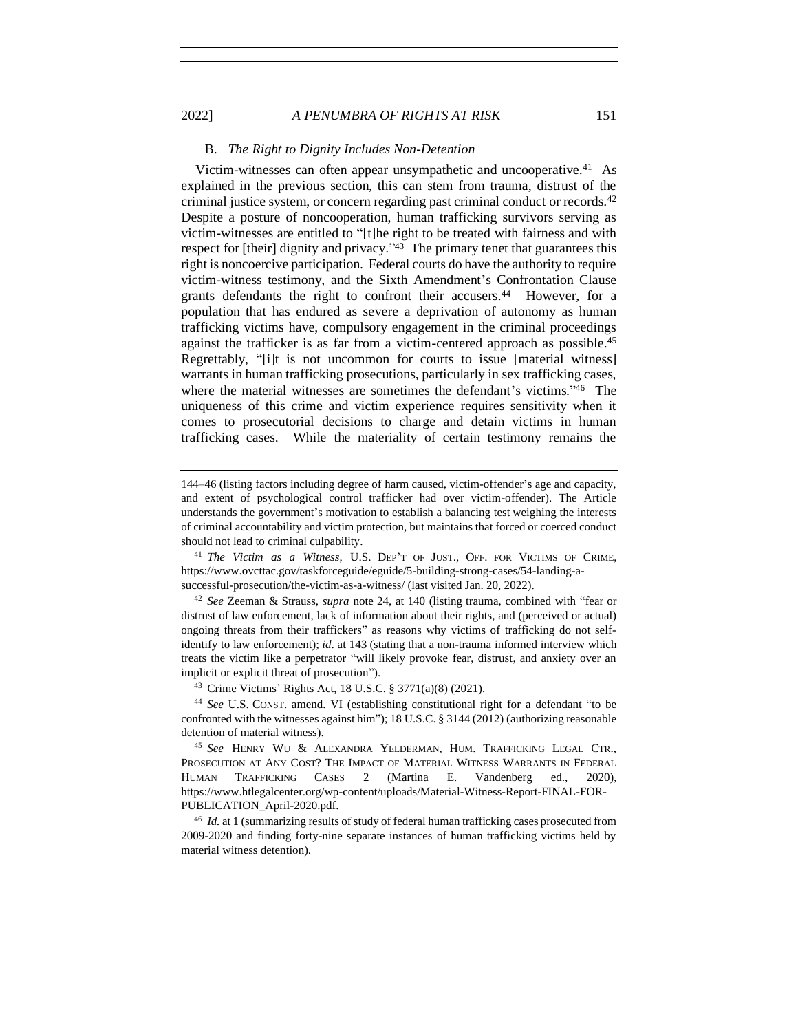### B. *The Right to Dignity Includes Non-Detention*

Victim-witnesses can often appear unsympathetic and uncooperative.[41] As explained in the previous section, this can stem from trauma, distrust of the criminal justice system, or concern regarding past criminal conduct or records.[42] Despite a posture of noncooperation, human trafficking survivors serving as victim-witnesses are entitled to "[t]he right to be treated with fairness and with respect for [their] dignity and privacy."[43] The primary tenet that guarantees this right is noncoercive participation. Federal courts do have the authority to require victim-witness testimony, and the Sixth Amendment's Confrontation Clause grants defendants the right to confront their accusers.[44] However, for a population that has endured as severe a deprivation of autonomy as human trafficking victims have, compulsory engagement in the criminal proceedings against the trafficker is as far from a victim-centered approach as possible.[45] Regrettably, "[i]t is not uncommon for courts to issue [material witness] warrants in human trafficking prosecutions, particularly in sex trafficking cases, where the material witnesses are sometimes the defendant's victims."[46] The uniqueness of this crime and victim experience requires sensitivity when it comes to prosecutorial decisions to charge and detain victims in human trafficking cases. While the materiality of certain testimony remains the

---

144–46 (listing factors including degree of harm caused, victim-offender's age and capacity, and extent of psychological control trafficker had over victim-offender). The Article understands the government's motivation to establish a balancing test weighing the interests of criminal accountability and victim protection, but maintains that forced or coerced conduct should not lead to criminal culpability.

[41] *The Victim as a Witness*, U.S. DEP'T OF JUST., OFF. FOR VICTIMS OF CRIME, https://www.ovcttac.gov/taskforceguide/eguide/5-building-strong-cases/54-landing-a-successful-prosecution/the-victim-as-a-witness/ (last visited Jan. 20, 2022).

[42] *See* Zeeman & Strauss, *supra* note 24, at 140 (listing trauma, combined with "fear or distrust of law enforcement, lack of information about their rights, and (perceived or actual) ongoing threats from their traffickers" as reasons why victims of trafficking do not self-identify to law enforcement); *id*. at 143 (stating that a non-trauma informed interview which treats the victim like a perpetrator "will likely provoke fear, distrust, and anxiety over an implicit or explicit threat of prosecution").

[43] Crime Victims' Rights Act, 18 U.S.C. § 3771(a)(8) (2021).

[44] *See* U.S. CONST. amend. VI (establishing constitutional right for a defendant "to be confronted with the witnesses against him"); 18 U.S.C. § 3144 (2012) (authorizing reasonable detention of material witness).

[45] *See* HENRY WU & ALEXANDRA YELDERMAN, HUM. TRAFFICKING LEGAL CTR., PROSECUTION AT ANY COST? THE IMPACT OF MATERIAL WITNESS WARRANTS IN FEDERAL HUMAN TRAFFICKING CASES 2 (Martina E. Vandenberg ed., 2020), https://www.htlegalcenter.org/wp-content/uploads/Material-Witness-Report-FINAL-FOR-PUBLICATION_April-2020.pdf.

[46] *Id.* at 1 (summarizing results of study of federal human trafficking cases prosecuted from 2009-2020 and finding forty-nine separate instances of human trafficking victims held by material witness detention).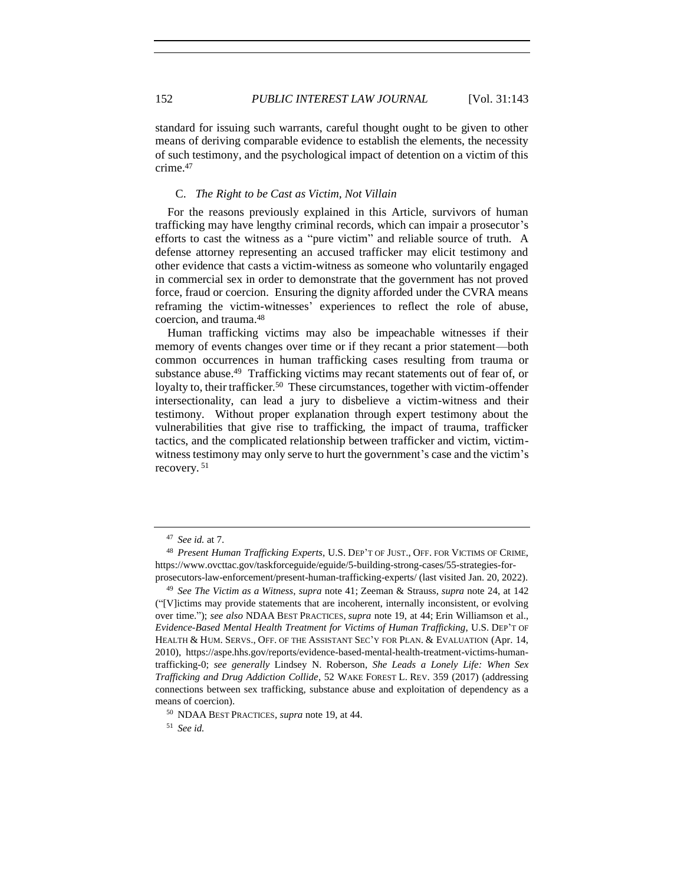standard for issuing such warrants, careful thought ought to be given to other means of deriving comparable evidence to establish the elements, the necessity of such testimony, and the psychological impact of detention on a victim of this crime.[47]

### C. *The Right to be Cast as Victim, Not Villain*

For the reasons previously explained in this Article, survivors of human trafficking may have lengthy criminal records, which can impair a prosecutor's efforts to cast the witness as a "pure victim" and reliable source of truth. A defense attorney representing an accused trafficker may elicit testimony and other evidence that casts a victim-witness as someone who voluntarily engaged in commercial sex in order to demonstrate that the government has not proved force, fraud or coercion. Ensuring the dignity afforded under the CVRA means reframing the victim-witnesses' experiences to reflect the role of abuse, coercion, and trauma.[48]

Human trafficking victims may also be impeachable witnesses if their memory of events changes over time or if they recant a prior statement—both common occurrences in human trafficking cases resulting from trauma or substance abuse.[49] Trafficking victims may recant statements out of fear of, or loyalty to, their trafficker.[50] These circumstances, together with victim-offender intersectionality, can lead a jury to disbelieve a victim-witness and their testimony. Without proper explanation through expert testimony about the vulnerabilities that give rise to trafficking, the impact of trauma, trafficker tactics, and the complicated relationship between trafficker and victim, victim-witness testimony may only serve to hurt the government's case and the victim's recovery.[51]

---

[47] *See id.* at 7.

[48] *Present Human Trafficking Experts*, U.S. DEP'T OF JUST., OFF. FOR VICTIMS OF CRIME, https://www.ovcttac.gov/taskforceguide/eguide/5-building-strong-cases/55-strategies-for-prosecutors-law-enforcement/present-human-trafficking-experts/ (last visited Jan. 20, 2022).

[49] *See The Victim as a Witness*, *supra* note 41; Zeeman & Strauss, *supra* note 24, at 142 ("[V]ictims may provide statements that are incoherent, internally inconsistent, or evolving over time."); *see also* NDAA BEST PRACTICES, *supra* note 19, at 44; Erin Williamson et al., *Evidence-Based Mental Health Treatment for Victims of Human Trafficking*, U.S. DEP'T OF HEALTH & HUM. SERVS., OFF. OF THE ASSISTANT SEC'Y FOR PLAN. & EVALUATION (Apr. 14, 2010), https://aspe.hhs.gov/reports/evidence-based-mental-health-treatment-victims-human-trafficking-0; *see generally* Lindsey N. Roberson, *She Leads a Lonely Life: When Sex Trafficking and Drug Addiction Collide*, 52 WAKE FOREST L. REV. 359 (2017) (addressing connections between sex trafficking, substance abuse and exploitation of dependency as a means of coercion).

[50] NDAA BEST PRACTICES, *supra* note 19, at 44.

[51] *See id.*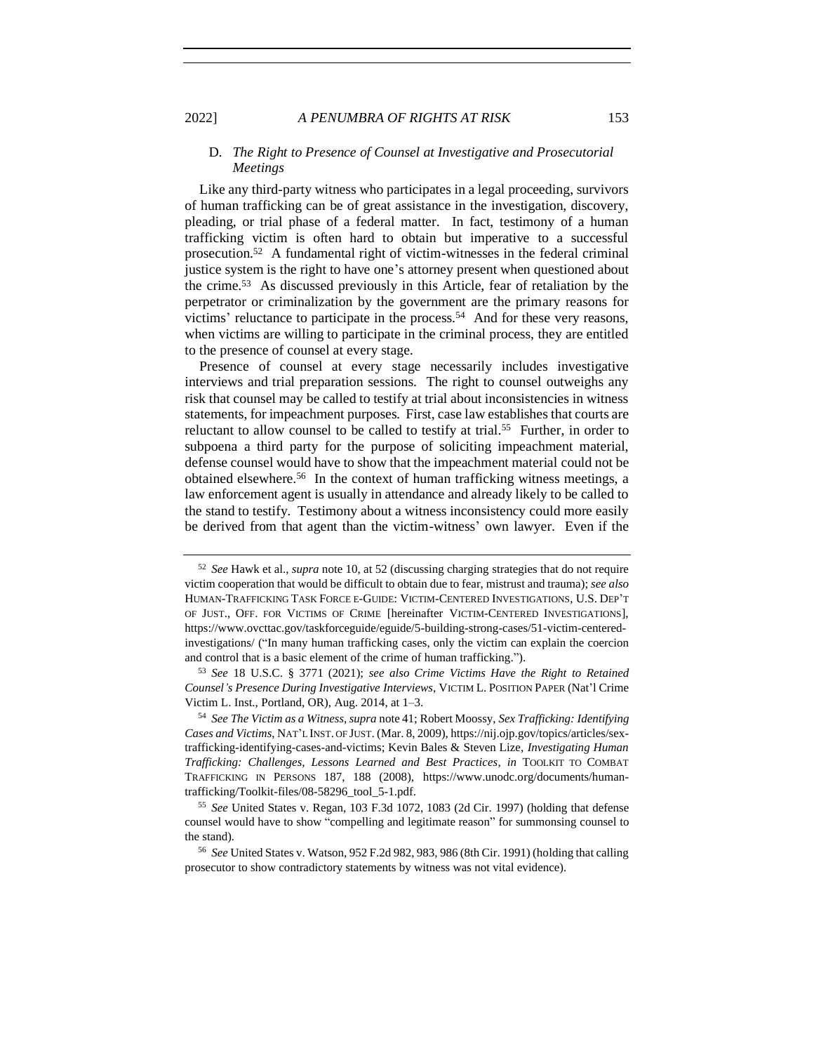### D. *The Right to Presence of Counsel at Investigative and Prosecutorial Meetings*

Like any third-party witness who participates in a legal proceeding, survivors of human trafficking can be of great assistance in the investigation, discovery, pleading, or trial phase of a federal matter. In fact, testimony of a human trafficking victim is often hard to obtain but imperative to a successful prosecution.[52] A fundamental right of victim-witnesses in the federal criminal justice system is the right to have one's attorney present when questioned about the crime.[53] As discussed previously in this Article, fear of retaliation by the perpetrator or criminalization by the government are the primary reasons for victims' reluctance to participate in the process.[54] And for these very reasons, when victims are willing to participate in the criminal process, they are entitled to the presence of counsel at every stage.

Presence of counsel at every stage necessarily includes investigative interviews and trial preparation sessions. The right to counsel outweighs any risk that counsel may be called to testify at trial about inconsistencies in witness statements, for impeachment purposes. First, case law establishes that courts are reluctant to allow counsel to be called to testify at trial.[55] Further, in order to subpoena a third party for the purpose of soliciting impeachment material, defense counsel would have to show that the impeachment material could not be obtained elsewhere.[56] In the context of human trafficking witness meetings, a law enforcement agent is usually in attendance and already likely to be called to the stand to testify. Testimony about a witness inconsistency could more easily be derived from that agent than the victim-witness' own lawyer. Even if the

---

[52] *See* Hawk et al., *supra* note 10, at 52 (discussing charging strategies that do not require victim cooperation that would be difficult to obtain due to fear, mistrust and trauma); *see also* HUMAN-TRAFFICKING TASK FORCE E-GUIDE: VICTIM-CENTERED INVESTIGATIONS, U.S. DEP'T OF JUST., OFF. FOR VICTIMS OF CRIME [hereinafter VICTIM-CENTERED INVESTIGATIONS], https://www.ovcttac.gov/taskforceguide/eguide/5-building-strong-cases/51-victim-centered-investigations/ ("In many human trafficking cases, only the victim can explain the coercion and control that is a basic element of the crime of human trafficking.").

[53] *See* 18 U.S.C. § 3771 (2021); *see also Crime Victims Have the Right to Retained Counsel's Presence During Investigative Interviews*, VICTIM L. POSITION PAPER (Nat'l Crime Victim L. Inst., Portland, OR), Aug. 2014, at 1–3.

[54] *See The Victim as a Witness*, *supra* note 41; Robert Moossy, *Sex Trafficking: Identifying Cases and Victims*, NAT'L INST. OF JUST. (Mar. 8, 2009), https://nij.ojp.gov/topics/articles/sex-trafficking-identifying-cases-and-victims; Kevin Bales & Steven Lize, *Investigating Human Trafficking: Challenges, Lessons Learned and Best Practices*, *in* TOOLKIT TO COMBAT TRAFFICKING IN PERSONS 187, 188 (2008), https://www.unodc.org/documents/human-trafficking/Toolkit-files/08-58296_tool_5-1.pdf.

[55] *See* United States v. Regan, 103 F.3d 1072, 1083 (2d Cir. 1997) (holding that defense counsel would have to show "compelling and legitimate reason" for summonsing counsel to the stand).

[56] *See* United States v. Watson, 952 F.2d 982, 983, 986 (8th Cir. 1991) (holding that calling prosecutor to show contradictory statements by witness was not vital evidence).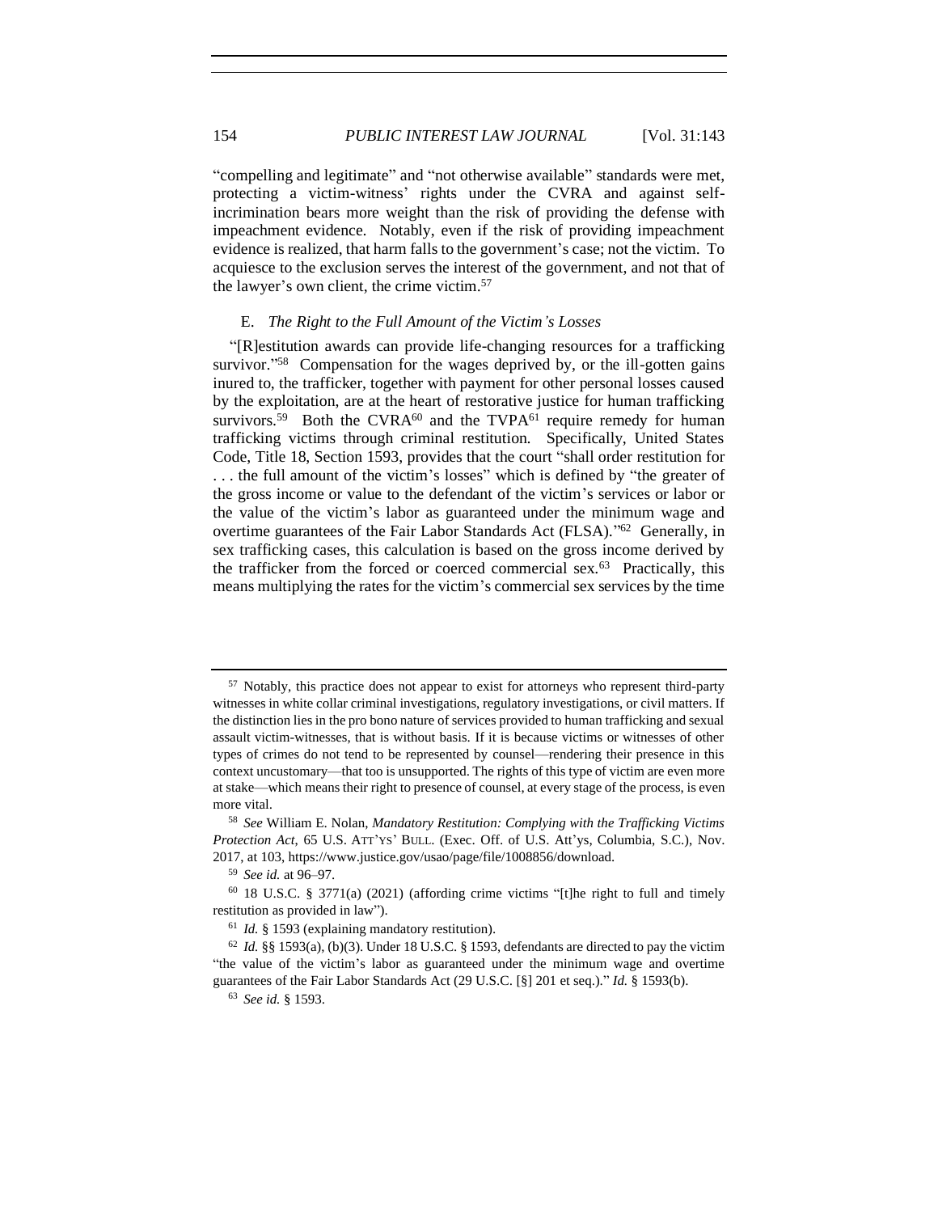"compelling and legitimate" and "not otherwise available" standards were met, protecting a victim-witness' rights under the CVRA and against self-incrimination bears more weight than the risk of providing the defense with impeachment evidence. Notably, even if the risk of providing impeachment evidence is realized, that harm falls to the government's case; not the victim. To acquiesce to the exclusion serves the interest of the government, and not that of the lawyer's own client, the crime victim.[57]

### E. *The Right to the Full Amount of the Victim's Losses*

"[R]estitution awards can provide life-changing resources for a trafficking survivor."[58] Compensation for the wages deprived by, or the ill-gotten gains inured to, the trafficker, together with payment for other personal losses caused by the exploitation, are at the heart of restorative justice for human trafficking survivors.[59] Both the CVRA[60] and the TVPA[61] require remedy for human trafficking victims through criminal restitution. Specifically, United States Code, Title 18, Section 1593, provides that the court "shall order restitution for . . . the full amount of the victim's losses" which is defined by "the greater of the gross income or value to the defendant of the victim's services or labor or the value of the victim's labor as guaranteed under the minimum wage and overtime guarantees of the Fair Labor Standards Act (FLSA)."[62] Generally, in sex trafficking cases, this calculation is based on the gross income derived by the trafficker from the forced or coerced commercial sex.[63] Practically, this means multiplying the rates for the victim's commercial sex services by the time

---

[57] Notably, this practice does not appear to exist for attorneys who represent third-party witnesses in white collar criminal investigations, regulatory investigations, or civil matters. If the distinction lies in the pro bono nature of services provided to human trafficking and sexual assault victim-witnesses, that is without basis. If it is because victims or witnesses of other types of crimes do not tend to be represented by counsel—rendering their presence in this context uncustomary—that too is unsupported. The rights of this type of victim are even more at stake—which means their right to presence of counsel, at every stage of the process, is even more vital.

[58] *See* William E. Nolan, *Mandatory Restitution: Complying with the Trafficking Victims Protection Act*, 65 U.S. ATT'YS' BULL. (Exec. Off. of U.S. Att'ys, Columbia, S.C.), Nov. 2017, at 103, https://www.justice.gov/usao/page/file/1008856/download.

[59] *See id.* at 96–97.

[60] 18 U.S.C. § 3771(a) (2021) (affording crime victims "[t]he right to full and timely restitution as provided in law").

[61] *Id.* § 1593 (explaining mandatory restitution).

[62] *Id.* §§ 1593(a), (b)(3). Under 18 U.S.C. § 1593, defendants are directed to pay the victim "the value of the victim's labor as guaranteed under the minimum wage and overtime guarantees of the Fair Labor Standards Act (29 U.S.C. [§] 201 et seq.)." *Id.* § 1593(b).

[63] *See id.* § 1593.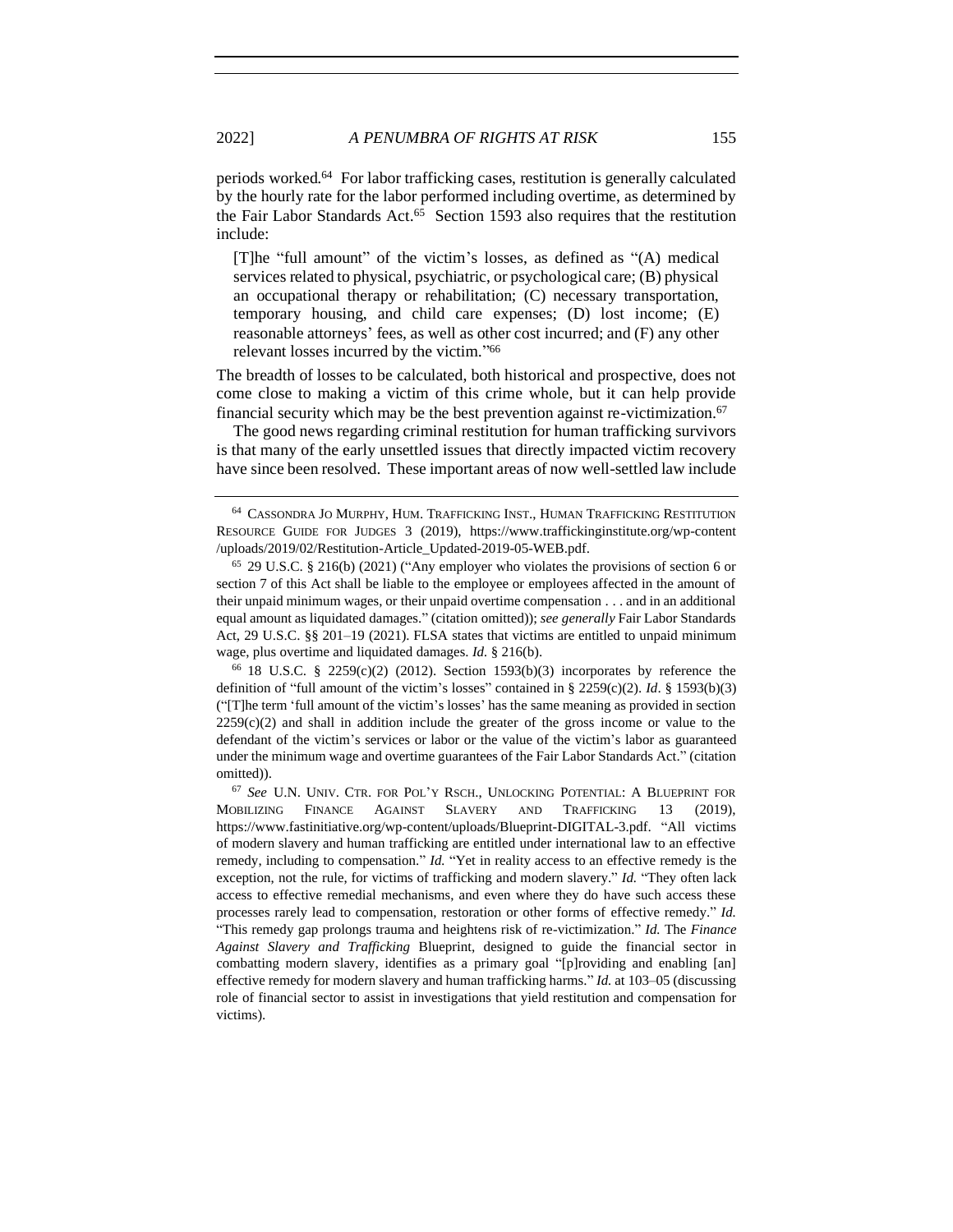periods worked.[64] For labor trafficking cases, restitution is generally calculated by the hourly rate for the labor performed including overtime, as determined by the Fair Labor Standards Act.[65] Section 1593 also requires that the restitution include:

> [T]he "full amount" of the victim's losses, as defined as "(A) medical services related to physical, psychiatric, or psychological care; (B) physical an occupational therapy or rehabilitation; (C) necessary transportation, temporary housing, and child care expenses; (D) lost income; (E) reasonable attorneys' fees, as well as other cost incurred; and (F) any other relevant losses incurred by the victim."[66]

The breadth of losses to be calculated, both historical and prospective, does not come close to making a victim of this crime whole, but it can help provide financial security which may be the best prevention against re-victimization.[67]

The good news regarding criminal restitution for human trafficking survivors is that many of the early unsettled issues that directly impacted victim recovery have since been resolved. These important areas of now well-settled law include

---

[64] CASSONDRA JO MURPHY, HUM. TRAFFICKING INST., HUMAN TRAFFICKING RESTITUTION RESOURCE GUIDE FOR JUDGES 3 (2019), https://www.traffickinginstitute.org/wp-content/uploads/2019/02/Restitution-Article_Updated-2019-05-WEB.pdf.

[65] 29 U.S.C. § 216(b) (2021) ("Any employer who violates the provisions of section 6 or section 7 of this Act shall be liable to the employee or employees affected in the amount of their unpaid minimum wages, or their unpaid overtime compensation . . . and in an additional equal amount as liquidated damages." (citation omitted)); *see generally* Fair Labor Standards Act, 29 U.S.C. §§ 201–19 (2021). FLSA states that victims are entitled to unpaid minimum wage, plus overtime and liquidated damages. *Id.* § 216(b).

[66] 18 U.S.C. § 2259(c)(2) (2012). Section 1593(b)(3) incorporates by reference the definition of "full amount of the victim's losses" contained in § 2259(c)(2). *Id*. § 1593(b)(3) ("[T]he term 'full amount of the victim's losses' has the same meaning as provided in section 2259(c)(2) and shall in addition include the greater of the gross income or value to the defendant of the victim's services or labor or the value of the victim's labor as guaranteed under the minimum wage and overtime guarantees of the Fair Labor Standards Act." (citation omitted)).

[67] *See* U.N. UNIV. CTR. FOR POL'Y RSCH., UNLOCKING POTENTIAL: A BLUEPRINT FOR MOBILIZING FINANCE AGAINST SLAVERY AND TRAFFICKING 13 (2019), https://www.fastinitiative.org/wp-content/uploads/Blueprint-DIGITAL-3.pdf. "All victims of modern slavery and human trafficking are entitled under international law to an effective remedy, including to compensation." *Id.* "Yet in reality access to an effective remedy is the exception, not the rule, for victims of trafficking and modern slavery." *Id.* "They often lack access to effective remedial mechanisms, and even where they do have such access these processes rarely lead to compensation, restoration or other forms of effective remedy." *Id.* "This remedy gap prolongs trauma and heightens risk of re-victimization." *Id.* The *Finance Against Slavery and Trafficking* Blueprint, designed to guide the financial sector in combatting modern slavery, identifies as a primary goal "[p]roviding and enabling [an] effective remedy for modern slavery and human trafficking harms." *Id.* at 103–05 (discussing role of financial sector to assist in investigations that yield restitution and compensation for victims).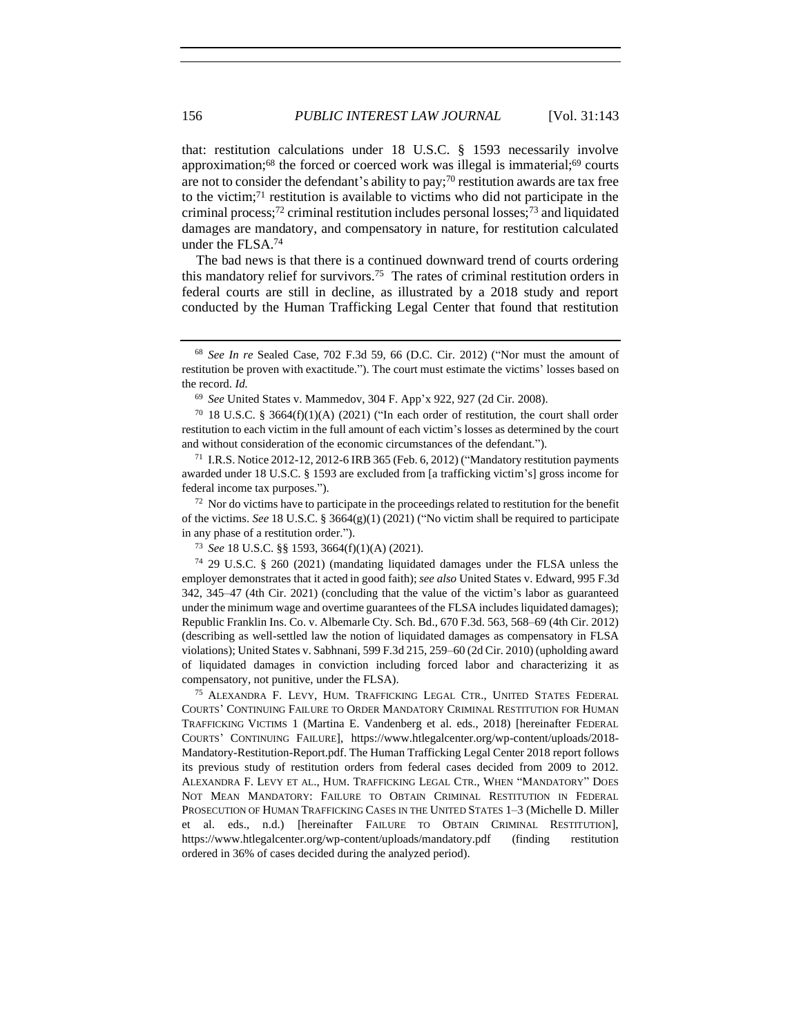that: restitution calculations under 18 U.S.C. § 1593 necessarily involve approximation;[68] the forced or coerced work was illegal is immaterial;[69] courts are not to consider the defendant's ability to pay;[70] restitution awards are tax free to the victim;[71] restitution is available to victims who did not participate in the criminal process;[72] criminal restitution includes personal losses;[73] and liquidated damages are mandatory, and compensatory in nature, for restitution calculated under the FLSA.[74]

The bad news is that there is a continued downward trend of courts ordering this mandatory relief for survivors.[75] The rates of criminal restitution orders in federal courts are still in decline, as illustrated by a 2018 study and report conducted by the Human Trafficking Legal Center that found that restitution

---

[68] *See In re* Sealed Case, 702 F.3d 59, 66 (D.C. Cir. 2012) ("Nor must the amount of restitution be proven with exactitude."). The court must estimate the victims' losses based on the record. *Id.*

[69] *See* United States v. Mammedov, 304 F. App'x 922, 927 (2d Cir. 2008).

[70] 18 U.S.C. § 3664(f)(1)(A) (2021) ("In each order of restitution, the court shall order restitution to each victim in the full amount of each victim's losses as determined by the court and without consideration of the economic circumstances of the defendant.").

[71] I.R.S. Notice 2012-12, 2012-6 IRB 365 (Feb. 6, 2012) ("Mandatory restitution payments awarded under 18 U.S.C. § 1593 are excluded from [a trafficking victim's] gross income for federal income tax purposes.").

[72] Nor do victims have to participate in the proceedings related to restitution for the benefit of the victims. *See* 18 U.S.C. § 3664(g)(1) (2021) ("No victim shall be required to participate in any phase of a restitution order.").

[73] *See* 18 U.S.C. §§ 1593, 3664(f)(1)(A) (2021).

[74] 29 U.S.C. § 260 (2021) (mandating liquidated damages under the FLSA unless the employer demonstrates that it acted in good faith); *see also* United States v. Edward, 995 F.3d 342, 345–47 (4th Cir. 2021) (concluding that the value of the victim's labor as guaranteed under the minimum wage and overtime guarantees of the FLSA includes liquidated damages); Republic Franklin Ins. Co. v. Albemarle Cty. Sch. Bd., 670 F.3d. 563, 568–69 (4th Cir. 2012) (describing as well-settled law the notion of liquidated damages as compensatory in FLSA violations); United States v. Sabhnani, 599 F.3d 215, 259–60 (2d Cir. 2010) (upholding award of liquidated damages in conviction including forced labor and characterizing it as compensatory, not punitive, under the FLSA).

[75] ALEXANDRA F. LEVY, HUM. TRAFFICKING LEGAL CTR., UNITED STATES FEDERAL COURTS' CONTINUING FAILURE TO ORDER MANDATORY CRIMINAL RESTITUTION FOR HUMAN TRAFFICKING VICTIMS 1 (Martina E. Vandenberg et al. eds., 2018) [hereinafter FEDERAL COURTS' CONTINUING FAILURE], https://www.htlegalcenter.org/wp-content/uploads/2018-Mandatory-Restitution-Report.pdf. The Human Trafficking Legal Center 2018 report follows its previous study of restitution orders from federal cases decided from 2009 to 2012. ALEXANDRA F. LEVY ET AL., HUM. TRAFFICKING LEGAL CTR., WHEN "MANDATORY" DOES NOT MEAN MANDATORY: FAILURE TO OBTAIN CRIMINAL RESTITUTION IN FEDERAL PROSECUTION OF HUMAN TRAFFICKING CASES IN THE UNITED STATES 1–3 (Michelle D. Miller et al. eds., n.d.) [hereinafter FAILURE TO OBTAIN CRIMINAL RESTITUTION], https://www.htlegalcenter.org/wp-content/uploads/mandatory.pdf (finding restitution ordered in 36% of cases decided during the analyzed period).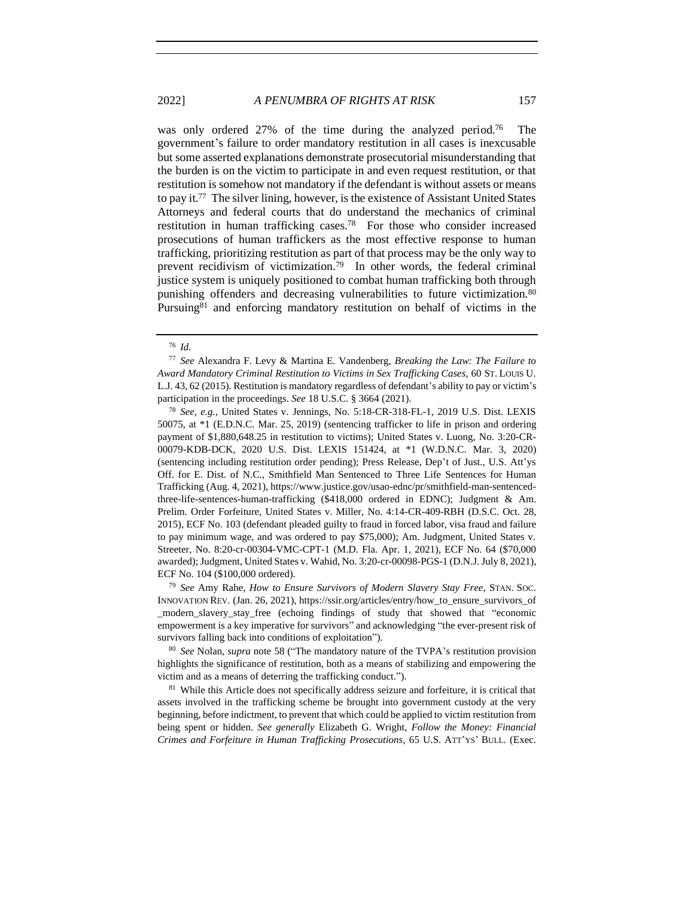was only ordered 27% of the time during the analyzed period.[76] The government's failure to order mandatory restitution in all cases is inexcusable but some asserted explanations demonstrate prosecutorial misunderstanding that the burden is on the victim to participate in and even request restitution, or that restitution is somehow not mandatory if the defendant is without assets or means to pay it.[77] The silver lining, however, is the existence of Assistant United States Attorneys and federal courts that do understand the mechanics of criminal restitution in human trafficking cases.[78] For those who consider increased prosecutions of human traffickers as the most effective response to human trafficking, prioritizing restitution as part of that process may be the only way to prevent recidivism of victimization.[79] In other words, the federal criminal justice system is uniquely positioned to combat human trafficking both through punishing offenders and decreasing vulnerabilities to future victimization.[80] Pursuing[81] and enforcing mandatory restitution on behalf of victims in the

---

[76] *Id.*

[77] *See* Alexandra F. Levy & Martina E. Vandenberg, *Breaking the Law: The Failure to Award Mandatory Criminal Restitution to Victims in Sex Trafficking Cases*, 60 ST. LOUIS U. L.J. 43, 62 (2015). Restitution is mandatory regardless of defendant's ability to pay or victim's participation in the proceedings. *See* 18 U.S.C. § 3664 (2021).

[78] *See, e.g.*, United States v. Jennings, No. 5:18-CR-318-FL-1, 2019 U.S. Dist. LEXIS 50075, at *1 (E.D.N.C. Mar. 25, 2019) (sentencing trafficker to life in prison and ordering payment of $1,880,648.25 in restitution to victims); United States v. Luong, No. 3:20-CR-00079-KDB-DCK, 2020 U.S. Dist. LEXIS 151424, at *1 (W.D.N.C. Mar. 3, 2020) (sentencing including restitution order pending); Press Release, Dep't of Just., U.S. Att'ys Off. for E. Dist. of N.C., Smithfield Man Sentenced to Three Life Sentences for Human Trafficking (Aug. 4, 2021), https://www.justice.gov/usao-ednc/pr/smithfield-man-sentenced-three-life-sentences-human-trafficking ($418,000 ordered in EDNC); Judgment & Am. Prelim. Order Forfeiture, United States v. Miller, No. 4:14-CR-409-RBH (D.S.C. Oct. 28, 2015), ECF No. 103 (defendant pleaded guilty to fraud in forced labor, visa fraud and failure to pay minimum wage, and was ordered to pay $75,000); Am. Judgment, United States v. Streeter, No. 8:20-cr-00304-VMC-CPT-1 (M.D. Fla. Apr. 1, 2021), ECF No. 64 ($70,000 awarded); Judgment, United States v. Wahid, No. 3:20-cr-00098-PGS-1 (D.N.J. July 8, 2021), ECF No. 104 ($100,000 ordered).

[79] *See* Amy Rahe, *How to Ensure Survivors of Modern Slavery Stay Free*, STAN. SOC. INNOVATION REV. (Jan. 26, 2021), https://ssir.org/articles/entry/how_to_ensure_survivors_of_modern_slavery_stay_free (echoing findings of study that showed that "economic empowerment is a key imperative for survivors" and acknowledging "the ever-present risk of survivors falling back into conditions of exploitation").

[80] *See* Nolan, *supra* note 58 ("The mandatory nature of the TVPA's restitution provision highlights the significance of restitution, both as a means of stabilizing and empowering the victim and as a means of deterring the trafficking conduct.").

[81] While this Article does not specifically address seizure and forfeiture, it is critical that assets involved in the trafficking scheme be brought into government custody at the very beginning, before indictment, to prevent that which could be applied to victim restitution from being spent or hidden. *See generally* Elizabeth G. Wright, *Follow the Money: Financial Crimes and Forfeiture in Human Trafficking Prosecutions*, 65 U.S. ATT'YS' BULL. (Exec.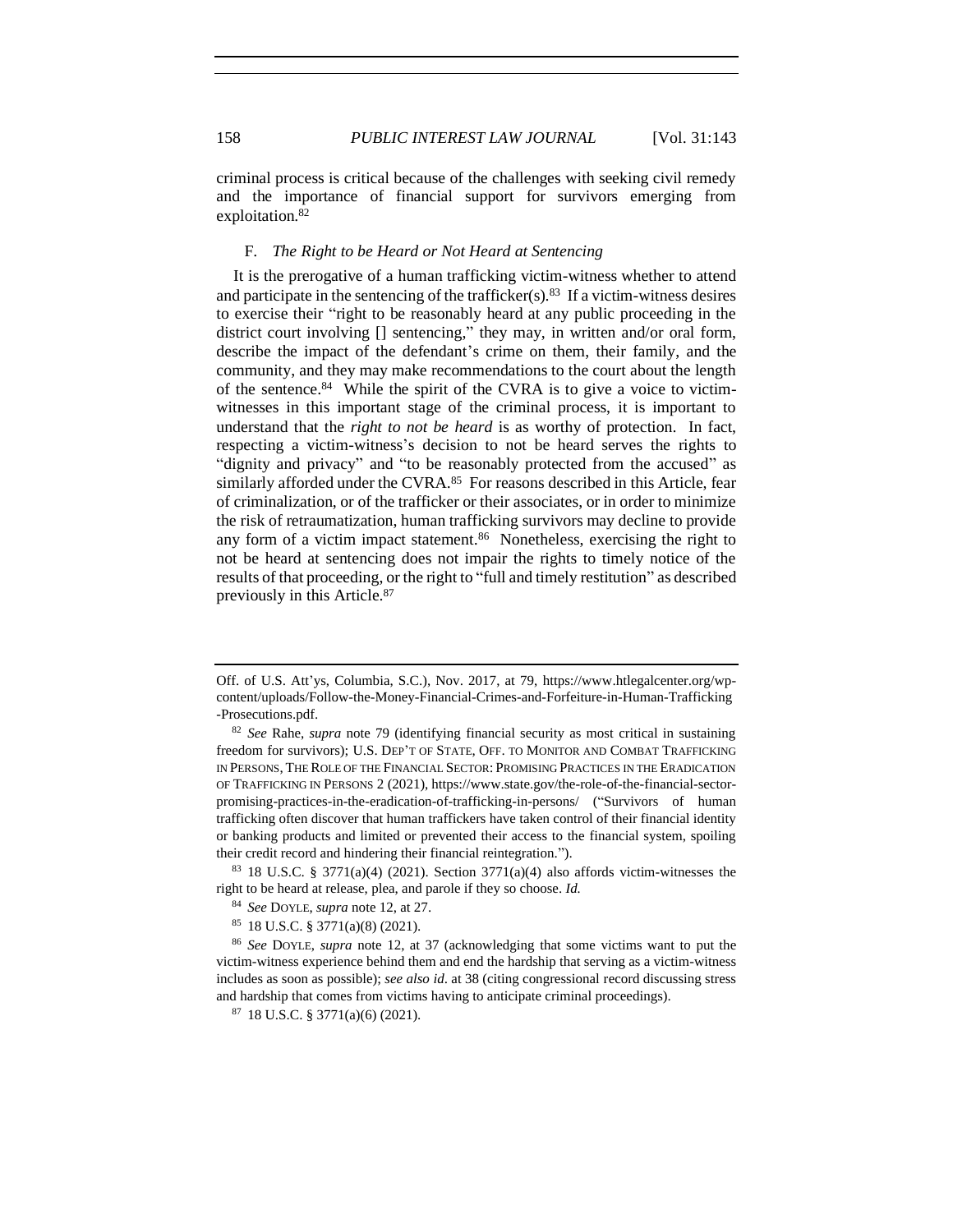criminal process is critical because of the challenges with seeking civil remedy and the importance of financial support for survivors emerging from exploitation.[82]

### F. *The Right to be Heard or Not Heard at Sentencing*

It is the prerogative of a human trafficking victim-witness whether to attend and participate in the sentencing of the trafficker(s).[83] If a victim-witness desires to exercise their "right to be reasonably heard at any public proceeding in the district court involving [] sentencing," they may, in written and/or oral form, describe the impact of the defendant's crime on them, their family, and the community, and they may make recommendations to the court about the length of the sentence.[84] While the spirit of the CVRA is to give a voice to victim-witnesses in this important stage of the criminal process, it is important to understand that the *right to not be heard* is as worthy of protection. In fact, respecting a victim-witness's decision to not be heard serves the rights to "dignity and privacy" and "to be reasonably protected from the accused" as similarly afforded under the CVRA.[85] For reasons described in this Article, fear of criminalization, or of the trafficker or their associates, or in order to minimize the risk of retraumatization, human trafficking survivors may decline to provide any form of a victim impact statement.[86] Nonetheless, exercising the right to not be heard at sentencing does not impair the rights to timely notice of the results of that proceeding, or the right to "full and timely restitution" as described previously in this Article.[87]

---

Off. of U.S. Att'ys, Columbia, S.C.), Nov. 2017, at 79, https://www.htlegalcenter.org/wp-content/uploads/Follow-the-Money-Financial-Crimes-and-Forfeiture-in-Human-Trafficking-Prosecutions.pdf.

[82] *See* Rahe, *supra* note 79 (identifying financial security as most critical in sustaining freedom for survivors); U.S. DEP'T OF STATE, OFF. TO MONITOR AND COMBAT TRAFFICKING IN PERSONS, THE ROLE OF THE FINANCIAL SECTOR: PROMISING PRACTICES IN THE ERADICATION OF TRAFFICKING IN PERSONS 2 (2021), https://www.state.gov/the-role-of-the-financial-sector-promising-practices-in-the-eradication-of-trafficking-in-persons/ ("Survivors of human trafficking often discover that human traffickers have taken control of their financial identity or banking products and limited or prevented their access to the financial system, spoiling their credit record and hindering their financial reintegration.").

[83] 18 U.S.C. § 3771(a)(4) (2021). Section 3771(a)(4) also affords victim-witnesses the right to be heard at release, plea, and parole if they so choose. *Id.*

[84] *See* DOYLE, *supra* note 12, at 27.

[85] 18 U.S.C. § 3771(a)(8) (2021).

[86] *See* DOYLE, *supra* note 12, at 37 (acknowledging that some victims want to put the victim-witness experience behind them and end the hardship that serving as a victim-witness includes as soon as possible); *see also id*. at 38 (citing congressional record discussing stress and hardship that comes from victims having to anticipate criminal proceedings).

[87] 18 U.S.C. § 3771(a)(6) (2021).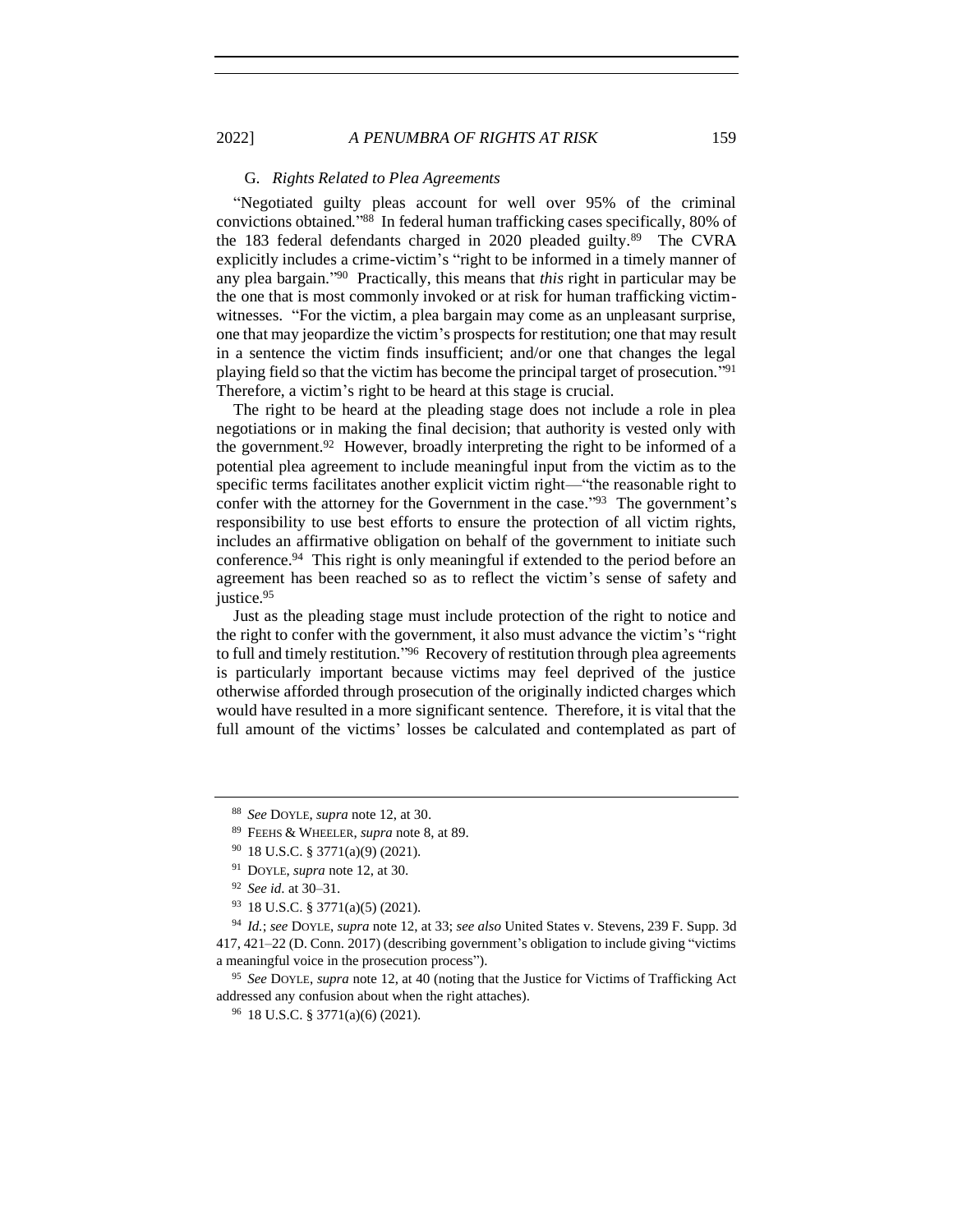### G. *Rights Related to Plea Agreements*

"Negotiated guilty pleas account for well over 95% of the criminal convictions obtained."[88] In federal human trafficking cases specifically, 80% of the 183 federal defendants charged in 2020 pleaded guilty.[89] The CVRA explicitly includes a crime-victim's "right to be informed in a timely manner of any plea bargain."[90] Practically, this means that *this* right in particular may be the one that is most commonly invoked or at risk for human trafficking victim-witnesses. "For the victim, a plea bargain may come as an unpleasant surprise, one that may jeopardize the victim's prospects for restitution; one that may result in a sentence the victim finds insufficient; and/or one that changes the legal playing field so that the victim has become the principal target of prosecution."[91] Therefore, a victim's right to be heard at this stage is crucial.

The right to be heard at the pleading stage does not include a role in plea negotiations or in making the final decision; that authority is vested only with the government.[92] However, broadly interpreting the right to be informed of a potential plea agreement to include meaningful input from the victim as to the specific terms facilitates another explicit victim right—"the reasonable right to confer with the attorney for the Government in the case."[93] The government's responsibility to use best efforts to ensure the protection of all victim rights, includes an affirmative obligation on behalf of the government to initiate such conference.[94] This right is only meaningful if extended to the period before an agreement has been reached so as to reflect the victim's sense of safety and justice.[95]

Just as the pleading stage must include protection of the right to notice and the right to confer with the government, it also must advance the victim's "right to full and timely restitution."[96] Recovery of restitution through plea agreements is particularly important because victims may feel deprived of the justice otherwise afforded through prosecution of the originally indicted charges which would have resulted in a more significant sentence. Therefore, it is vital that the full amount of the victims' losses be calculated and contemplated as part of

---

[88] *See* DOYLE, *supra* note 12, at 30.

[89] FEEHS & WHEELER, *supra* note 8, at 89.

[90] 18 U.S.C. § 3771(a)(9) (2021).

[91] DOYLE, *supra* note 12, at 30.

[92] *See id.* at 30–31.

[93] 18 U.S.C. § 3771(a)(5) (2021).

[94] *Id.*; *see* DOYLE, *supra* note 12, at 33; *see also* United States v. Stevens, 239 F. Supp. 3d 417, 421–22 (D. Conn. 2017) (describing government's obligation to include giving "victims a meaningful voice in the prosecution process").

[95] *See* DOYLE, *supra* note 12, at 40 (noting that the Justice for Victims of Trafficking Act addressed any confusion about when the right attaches).

[96] 18 U.S.C. § 3771(a)(6) (2021).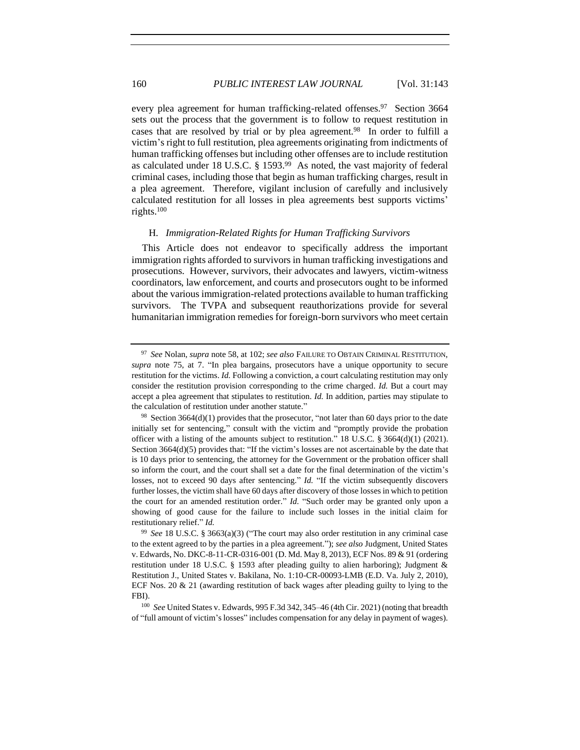every plea agreement for human trafficking-related offenses.[97] Section 3664 sets out the process that the government is to follow to request restitution in cases that are resolved by trial or by plea agreement.[98] In order to fulfill a victim's right to full restitution, plea agreements originating from indictments of human trafficking offenses but including other offenses are to include restitution as calculated under 18 U.S.C. § 1593.[99] As noted, the vast majority of federal criminal cases, including those that begin as human trafficking charges, result in a plea agreement. Therefore, vigilant inclusion of carefully and inclusively calculated restitution for all losses in plea agreements best supports victims' rights.[100]

### H. *Immigration-Related Rights for Human Trafficking Survivors*

This Article does not endeavor to specifically address the important immigration rights afforded to survivors in human trafficking investigations and prosecutions. However, survivors, their advocates and lawyers, victim-witness coordinators, law enforcement, and courts and prosecutors ought to be informed about the various immigration-related protections available to human trafficking survivors. The TVPA and subsequent reauthorizations provide for several humanitarian immigration remedies for foreign-born survivors who meet certain

---

[97] *See* Nolan, *supra* note 58, at 102; *see also* FAILURE TO OBTAIN CRIMINAL RESTITUTION, *supra* note 75, at 7. "In plea bargains, prosecutors have a unique opportunity to secure restitution for the victims. *Id.* Following a conviction, a court calculating restitution may only consider the restitution provision corresponding to the crime charged. *Id.* But a court may accept a plea agreement that stipulates to restitution. *Id.* In addition, parties may stipulate to the calculation of restitution under another statute."

[98] Section 3664(d)(1) provides that the prosecutor, "not later than 60 days prior to the date initially set for sentencing," consult with the victim and "promptly provide the probation officer with a listing of the amounts subject to restitution." 18 U.S.C. § 3664(d)(1) (2021). Section 3664(d)(5) provides that: "If the victim's losses are not ascertainable by the date that is 10 days prior to sentencing, the attorney for the Government or the probation officer shall so inform the court, and the court shall set a date for the final determination of the victim's losses, not to exceed 90 days after sentencing." *Id.* "If the victim subsequently discovers further losses, the victim shall have 60 days after discovery of those losses in which to petition the court for an amended restitution order." *Id.* "Such order may be granted only upon a showing of good cause for the failure to include such losses in the initial claim for restitutionary relief." *Id.*

[99] *See* 18 U.S.C. § 3663(a)(3) ("The court may also order restitution in any criminal case to the extent agreed to by the parties in a plea agreement."); *see also* Judgment, United States v. Edwards, No. DKC-8-11-CR-0316-001 (D. Md. May 8, 2013), ECF Nos. 89 & 91 (ordering restitution under 18 U.S.C. § 1593 after pleading guilty to alien harboring); Judgment & Restitution J., United States v. Bakilana, No. 1:10-CR-00093-LMB (E.D. Va. July 2, 2010), ECF Nos. 20 & 21 (awarding restitution of back wages after pleading guilty to lying to the FBI).

[100] *See* United States v. Edwards, 995 F.3d 342, 345–46 (4th Cir. 2021) (noting that breadth of "full amount of victim's losses" includes compensation for any delay in payment of wages).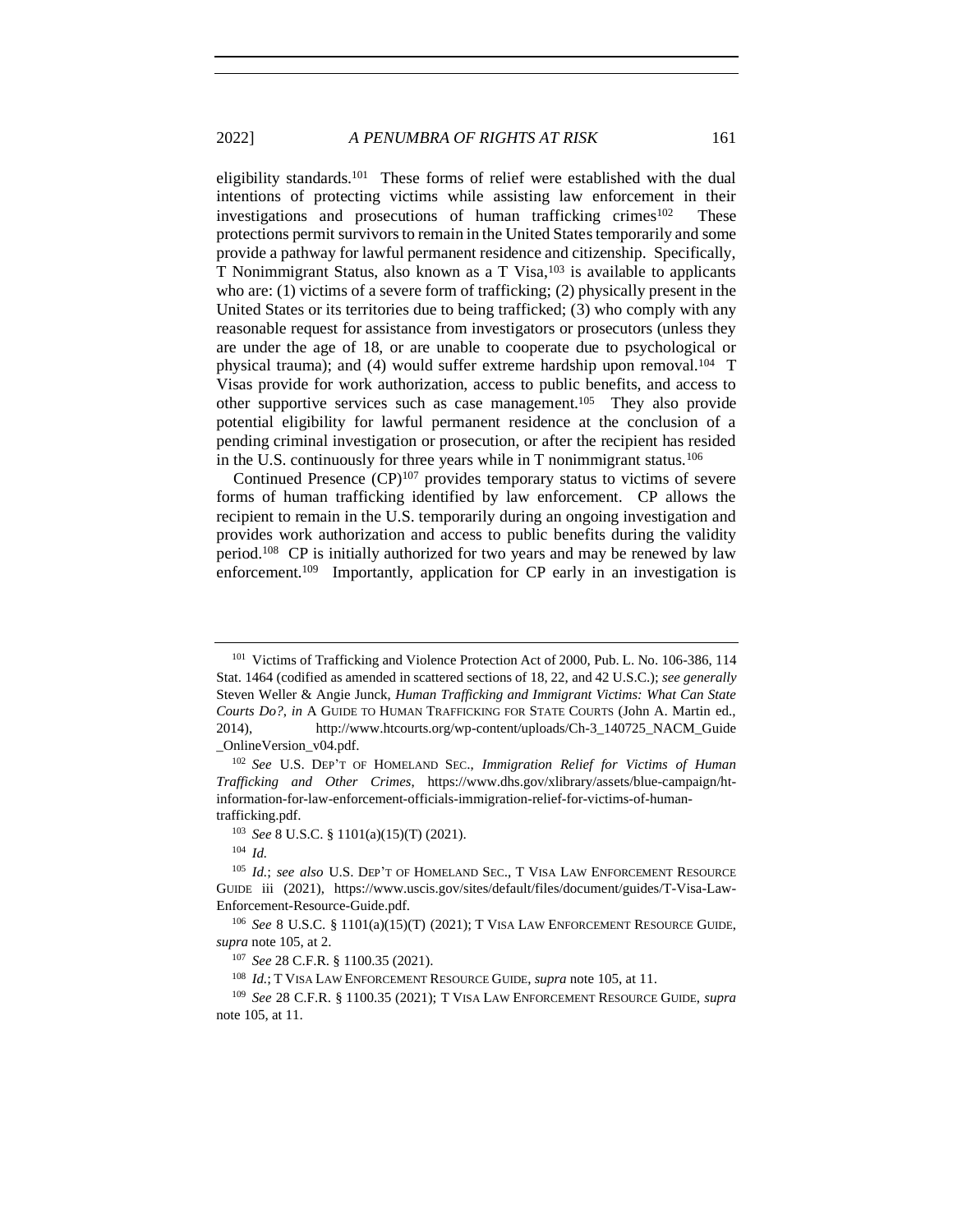eligibility standards.[101] These forms of relief were established with the dual intentions of protecting victims while assisting law enforcement in their investigations and prosecutions of human trafficking crimes[102] These protections permit survivors to remain in the United States temporarily and some provide a pathway for lawful permanent residence and citizenship. Specifically, T Nonimmigrant Status, also known as a T Visa,[103] is available to applicants who are: (1) victims of a severe form of trafficking; (2) physically present in the United States or its territories due to being trafficked; (3) who comply with any reasonable request for assistance from investigators or prosecutors (unless they are under the age of 18, or are unable to cooperate due to psychological or physical trauma); and (4) would suffer extreme hardship upon removal.[104] T Visas provide for work authorization, access to public benefits, and access to other supportive services such as case management.[105] They also provide potential eligibility for lawful permanent residence at the conclusion of a pending criminal investigation or prosecution, or after the recipient has resided in the U.S. continuously for three years while in T nonimmigrant status.[106]

Continued Presence (CP)[107] provides temporary status to victims of severe forms of human trafficking identified by law enforcement. CP allows the recipient to remain in the U.S. temporarily during an ongoing investigation and provides work authorization and access to public benefits during the validity period.[108] CP is initially authorized for two years and may be renewed by law enforcement.[109] Importantly, application for CP early in an investigation is

---

[101] Victims of Trafficking and Violence Protection Act of 2000, Pub. L. No. 106-386, 114 Stat. 1464 (codified as amended in scattered sections of 18, 22, and 42 U.S.C.); *see generally* Steven Weller & Angie Junck, *Human Trafficking and Immigrant Victims: What Can State Courts Do?*, *in* A GUIDE TO HUMAN TRAFFICKING FOR STATE COURTS (John A. Martin ed., 2014), http://www.htcourts.org/wp-content/uploads/Ch-3_140725_NACM_Guide_OnlineVersion_v04.pdf.

[102] *See* U.S. DEP'T OF HOMELAND SEC., *Immigration Relief for Victims of Human Trafficking and Other Crimes*, https://www.dhs.gov/xlibrary/assets/blue-campaign/ht-information-for-law-enforcement-officials-immigration-relief-for-victims-of-human-trafficking.pdf.

[103] *See* 8 U.S.C. § 1101(a)(15)(T) (2021).

[104] *Id.*

[105] *Id.*; *see also* U.S. DEP'T OF HOMELAND SEC., T VISA LAW ENFORCEMENT RESOURCE GUIDE iii (2021), https://www.uscis.gov/sites/default/files/document/guides/T-Visa-Law-Enforcement-Resource-Guide.pdf.

[106] *See* 8 U.S.C. § 1101(a)(15)(T) (2021); T VISA LAW ENFORCEMENT RESOURCE GUIDE, *supra* note 105, at 2.

[107] *See* 28 C.F.R. § 1100.35 (2021).

[108] *Id.*; T VISA LAW ENFORCEMENT RESOURCE GUIDE, *supra* note 105, at 11.

[109] *See* 28 C.F.R. § 1100.35 (2021); T VISA LAW ENFORCEMENT RESOURCE GUIDE, *supra* note 105, at 11.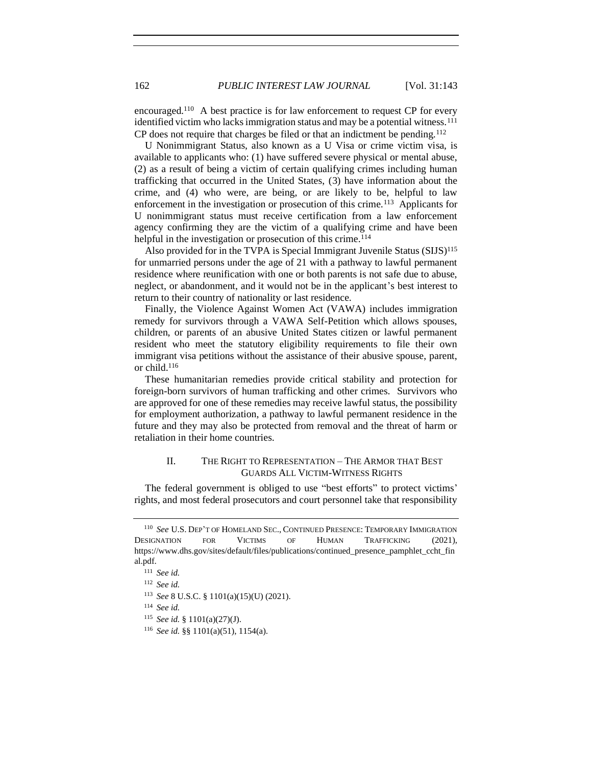encouraged.[110] A best practice is for law enforcement to request CP for every identified victim who lacks immigration status and may be a potential witness.[111] CP does not require that charges be filed or that an indictment be pending.[112]

U Nonimmigrant Status, also known as a U Visa or crime victim visa, is available to applicants who: (1) have suffered severe physical or mental abuse, (2) as a result of being a victim of certain qualifying crimes including human trafficking that occurred in the United States, (3) have information about the crime, and (4) who were, are being, or are likely to be, helpful to law enforcement in the investigation or prosecution of this crime.[113] Applicants for U nonimmigrant status must receive certification from a law enforcement agency confirming they are the victim of a qualifying crime and have been helpful in the investigation or prosecution of this crime.[114]

Also provided for in the TVPA is Special Immigrant Juvenile Status (SIJS)[115] for unmarried persons under the age of 21 with a pathway to lawful permanent residence where reunification with one or both parents is not safe due to abuse, neglect, or abandonment, and it would not be in the applicant's best interest to return to their country of nationality or last residence.

Finally, the Violence Against Women Act (VAWA) includes immigration remedy for survivors through a VAWA Self-Petition which allows spouses, children, or parents of an abusive United States citizen or lawful permanent resident who meet the statutory eligibility requirements to file their own immigrant visa petitions without the assistance of their abusive spouse, parent, or child.[116]

These humanitarian remedies provide critical stability and protection for foreign-born survivors of human trafficking and other crimes. Survivors who are approved for one of these remedies may receive lawful status, the possibility for employment authorization, a pathway to lawful permanent residence in the future and they may also be protected from removal and the threat of harm or retaliation in their home countries.

## II. The Right to Representation – The Armor that Best Guards All Victim-Witness Rights

The federal government is obliged to use "best efforts" to protect victims' rights, and most federal prosecutors and court personnel take that responsibility

---

[110] *See* U.S. Dep't of Homeland Sec., Continued Presence: Temporary Immigration Designation for Victims of Human Trafficking (2021), https://www.dhs.gov/sites/default/files/publications/continued_presence_pamphlet_ccht_final.pdf.

[111] *See id.*

[112] *See id.*

[113] *See* 8 U.S.C. § 1101(a)(15)(U) (2021).

[114] *See id.*

[115] *See id.* § 1101(a)(27)(J).

[116] *See id.* §§ 1101(a)(51), 1154(a).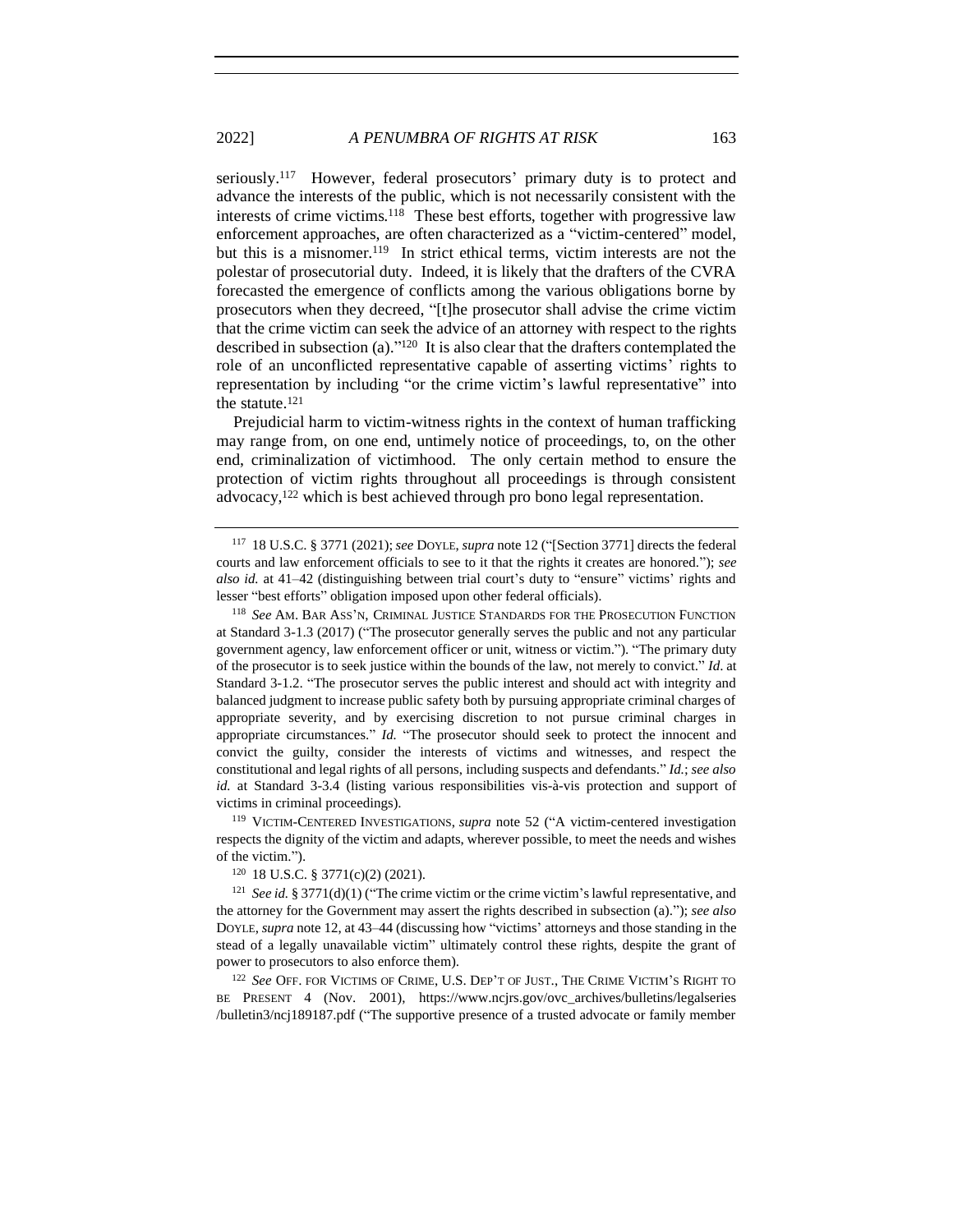seriously.[117] However, federal prosecutors' primary duty is to protect and advance the interests of the public, which is not necessarily consistent with the interests of crime victims.[118] These best efforts, together with progressive law enforcement approaches, are often characterized as a "victim-centered" model, but this is a misnomer.[119] In strict ethical terms, victim interests are not the polestar of prosecutorial duty. Indeed, it is likely that the drafters of the CVRA forecasted the emergence of conflicts among the various obligations borne by prosecutors when they decreed, "[t]he prosecutor shall advise the crime victim that the crime victim can seek the advice of an attorney with respect to the rights described in subsection (a)."[120] It is also clear that the drafters contemplated the role of an unconflicted representative capable of asserting victims' rights to representation by including "or the crime victim's lawful representative" into the statute.[121]

Prejudicial harm to victim-witness rights in the context of human trafficking may range from, on one end, untimely notice of proceedings, to, on the other end, criminalization of victimhood. The only certain method to ensure the protection of victim rights throughout all proceedings is through consistent advocacy,[122] which is best achieved through pro bono legal representation.

---

[117] 18 U.S.C. § 3771 (2021); *see* DOYLE, *supra* note 12 ("[Section 3771] directs the federal courts and law enforcement officials to see to it that the rights it creates are honored."); *see also id.* at 41–42 (distinguishing between trial court's duty to "ensure" victims' rights and lesser "best efforts" obligation imposed upon other federal officials).

[118] *See* AM. BAR ASS'N, CRIMINAL JUSTICE STANDARDS FOR THE PROSECUTION FUNCTION at Standard 3-1.3 (2017) ("The prosecutor generally serves the public and not any particular government agency, law enforcement officer or unit, witness or victim."). "The primary duty of the prosecutor is to seek justice within the bounds of the law, not merely to convict." *Id*. at Standard 3-1.2. "The prosecutor serves the public interest and should act with integrity and balanced judgment to increase public safety both by pursuing appropriate criminal charges of appropriate severity, and by exercising discretion to not pursue criminal charges in appropriate circumstances." *Id.* "The prosecutor should seek to protect the innocent and convict the guilty, consider the interests of victims and witnesses, and respect the constitutional and legal rights of all persons, including suspects and defendants." *Id.*; *see also id.* at Standard 3-3.4 (listing various responsibilities vis-à-vis protection and support of victims in criminal proceedings).

[119] VICTIM-CENTERED INVESTIGATIONS, *supra* note 52 ("A victim-centered investigation respects the dignity of the victim and adapts, wherever possible, to meet the needs and wishes of the victim.").

[120] 18 U.S.C. § 3771(c)(2) (2021).

[121] *See id.* § 3771(d)(1) ("The crime victim or the crime victim's lawful representative, and the attorney for the Government may assert the rights described in subsection (a)."); *see also* DOYLE, *supra* note 12, at 43–44 (discussing how "victims' attorneys and those standing in the stead of a legally unavailable victim" ultimately control these rights, despite the grant of power to prosecutors to also enforce them).

[122] *See* OFF. FOR VICTIMS OF CRIME, U.S. DEP'T OF JUST., THE CRIME VICTIM'S RIGHT TO BE PRESENT 4 (Nov. 2001), https://www.ncjrs.gov/ovc_archives/bulletins/legalseries/bulletin3/ncj189187.pdf ("The supportive presence of a trusted advocate or family member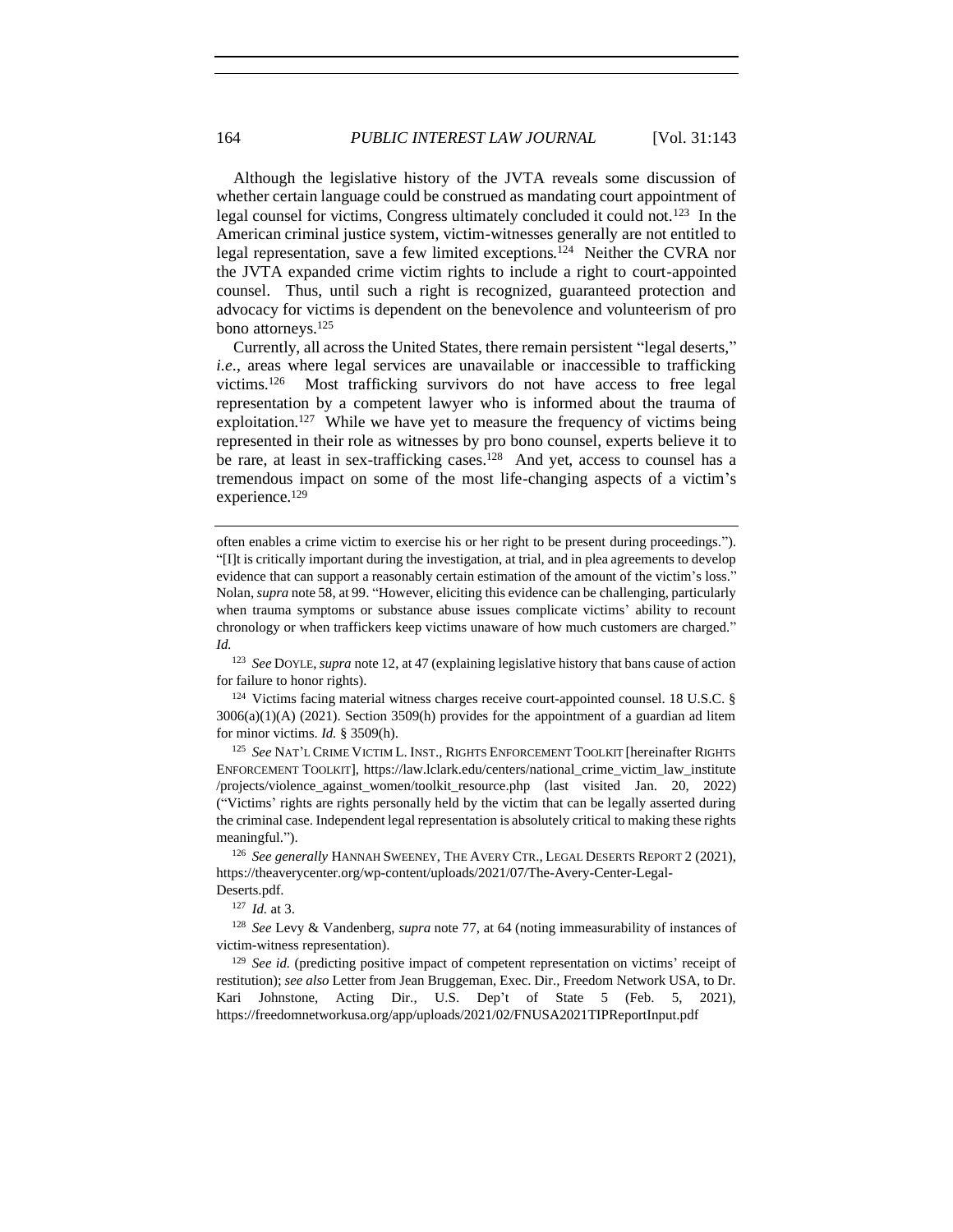Although the legislative history of the JVTA reveals some discussion of whether certain language could be construed as mandating court appointment of legal counsel for victims, Congress ultimately concluded it could not.[123] In the American criminal justice system, victim-witnesses generally are not entitled to legal representation, save a few limited exceptions.[124] Neither the CVRA nor the JVTA expanded crime victim rights to include a right to court-appointed counsel. Thus, until such a right is recognized, guaranteed protection and advocacy for victims is dependent on the benevolence and volunteerism of pro bono attorneys.[125]

Currently, all across the United States, there remain persistent "legal deserts," *i.e.*, areas where legal services are unavailable or inaccessible to trafficking victims.[126] Most trafficking survivors do not have access to free legal representation by a competent lawyer who is informed about the trauma of exploitation.[127] While we have yet to measure the frequency of victims being represented in their role as witnesses by pro bono counsel, experts believe it to be rare, at least in sex-trafficking cases.[128] And yet, access to counsel has a tremendous impact on some of the most life-changing aspects of a victim's experience.[129]

---

often enables a crime victim to exercise his or her right to be present during proceedings."). "[I]t is critically important during the investigation, at trial, and in plea agreements to develop evidence that can support a reasonably certain estimation of the amount of the victim's loss." Nolan, *supra* note 58, at 99. "However, eliciting this evidence can be challenging, particularly when trauma symptoms or substance abuse issues complicate victims' ability to recount chronology or when traffickers keep victims unaware of how much customers are charged." *Id.*

[123] *See* DOYLE, *supra* note 12, at 47 (explaining legislative history that bans cause of action for failure to honor rights).

[124] Victims facing material witness charges receive court-appointed counsel. 18 U.S.C. § 3006(a)(1)(A) (2021). Section 3509(h) provides for the appointment of a guardian ad litem for minor victims. *Id.* § 3509(h).

[125] *See* NAT'L CRIME VICTIM L. INST., RIGHTS ENFORCEMENT TOOLKIT [hereinafter RIGHTS ENFORCEMENT TOOLKIT], https://law.lclark.edu/centers/national_crime_victim_law_institute/projects/violence_against_women/toolkit_resource.php (last visited Jan. 20, 2022) ("Victims' rights are rights personally held by the victim that can be legally asserted during the criminal case. Independent legal representation is absolutely critical to making these rights meaningful.").

[126] *See generally* HANNAH SWEENEY, THE AVERY CTR., LEGAL DESERTS REPORT 2 (2021), https://theaverycenter.org/wp-content/uploads/2021/07/The-Avery-Center-Legal-Deserts.pdf.

[127] *Id.* at 3.

[128] *See* Levy & Vandenberg, *supra* note 77, at 64 (noting immeasurability of instances of victim-witness representation).

[129] *See id.* (predicting positive impact of competent representation on victims' receipt of restitution); *see also* Letter from Jean Bruggeman, Exec. Dir., Freedom Network USA, to Dr. Kari Johnstone, Acting Dir., U.S. Dep't of State 5 (Feb. 5, 2021), https://freedomnetworkusa.org/app/uploads/2021/02/FNUSA2021TIPReportInput.pdf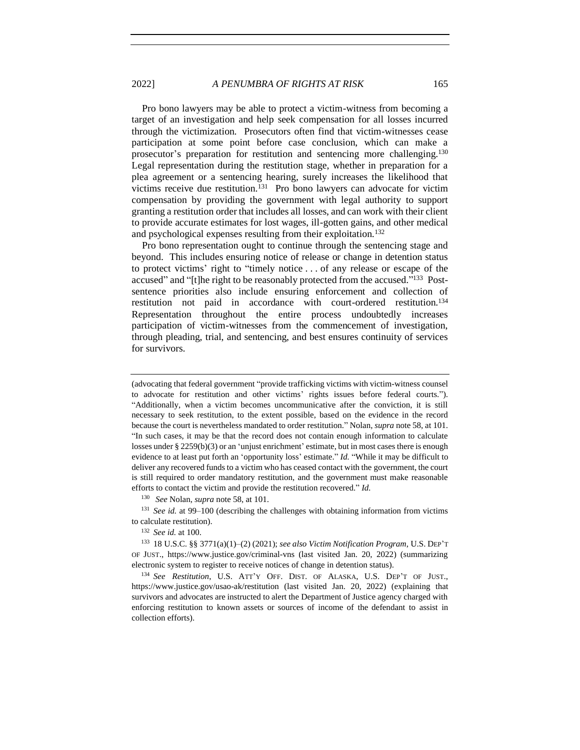Pro bono lawyers may be able to protect a victim-witness from becoming a target of an investigation and help seek compensation for all losses incurred through the victimization. Prosecutors often find that victim-witnesses cease participation at some point before case conclusion, which can make a prosecutor's preparation for restitution and sentencing more challenging.[130] Legal representation during the restitution stage, whether in preparation for a plea agreement or a sentencing hearing, surely increases the likelihood that victims receive due restitution.[131] Pro bono lawyers can advocate for victim compensation by providing the government with legal authority to support granting a restitution order that includes all losses, and can work with their client to provide accurate estimates for lost wages, ill-gotten gains, and other medical and psychological expenses resulting from their exploitation.[132]

Pro bono representation ought to continue through the sentencing stage and beyond. This includes ensuring notice of release or change in detention status to protect victims' right to "timely notice . . . of any release or escape of the accused" and "[t]he right to be reasonably protected from the accused."[133] Post-sentence priorities also include ensuring enforcement and collection of restitution not paid in accordance with court-ordered restitution.[134] Representation throughout the entire process undoubtedly increases participation of victim-witnesses from the commencement of investigation, through pleading, trial, and sentencing, and best ensures continuity of services for survivors.

---

(advocating that federal government "provide trafficking victims with victim-witness counsel to advocate for restitution and other victims' rights issues before federal courts."). "Additionally, when a victim becomes uncommunicative after the conviction, it is still necessary to seek restitution, to the extent possible, based on the evidence in the record because the court is nevertheless mandated to order restitution." Nolan, *supra* note 58, at 101. "In such cases, it may be that the record does not contain enough information to calculate losses under § 2259(b)(3) or an 'unjust enrichment' estimate, but in most cases there is enough evidence to at least put forth an 'opportunity loss' estimate." *Id.* "While it may be difficult to deliver any recovered funds to a victim who has ceased contact with the government, the court is still required to order mandatory restitution, and the government must make reasonable efforts to contact the victim and provide the restitution recovered." *Id.*

[130] *See* Nolan, *supra* note 58, at 101.

[131] *See id.* at 99–100 (describing the challenges with obtaining information from victims to calculate restitution).

[132] *See id.* at 100.

[133] 18 U.S.C. §§ 3771(a)(1)–(2) (2021); *see also Victim Notification Program*, U.S. DEP'T OF JUST., https://www.justice.gov/criminal-vns (last visited Jan. 20, 2022) (summarizing electronic system to register to receive notices of change in detention status).

[134] *See Restitution*, U.S. ATT'Y OFF. DIST. OF ALASKA, U.S. DEP'T OF JUST., https://www.justice.gov/usao-ak/restitution (last visited Jan. 20, 2022) (explaining that survivors and advocates are instructed to alert the Department of Justice agency charged with enforcing restitution to known assets or sources of income of the defendant to assist in collection efforts).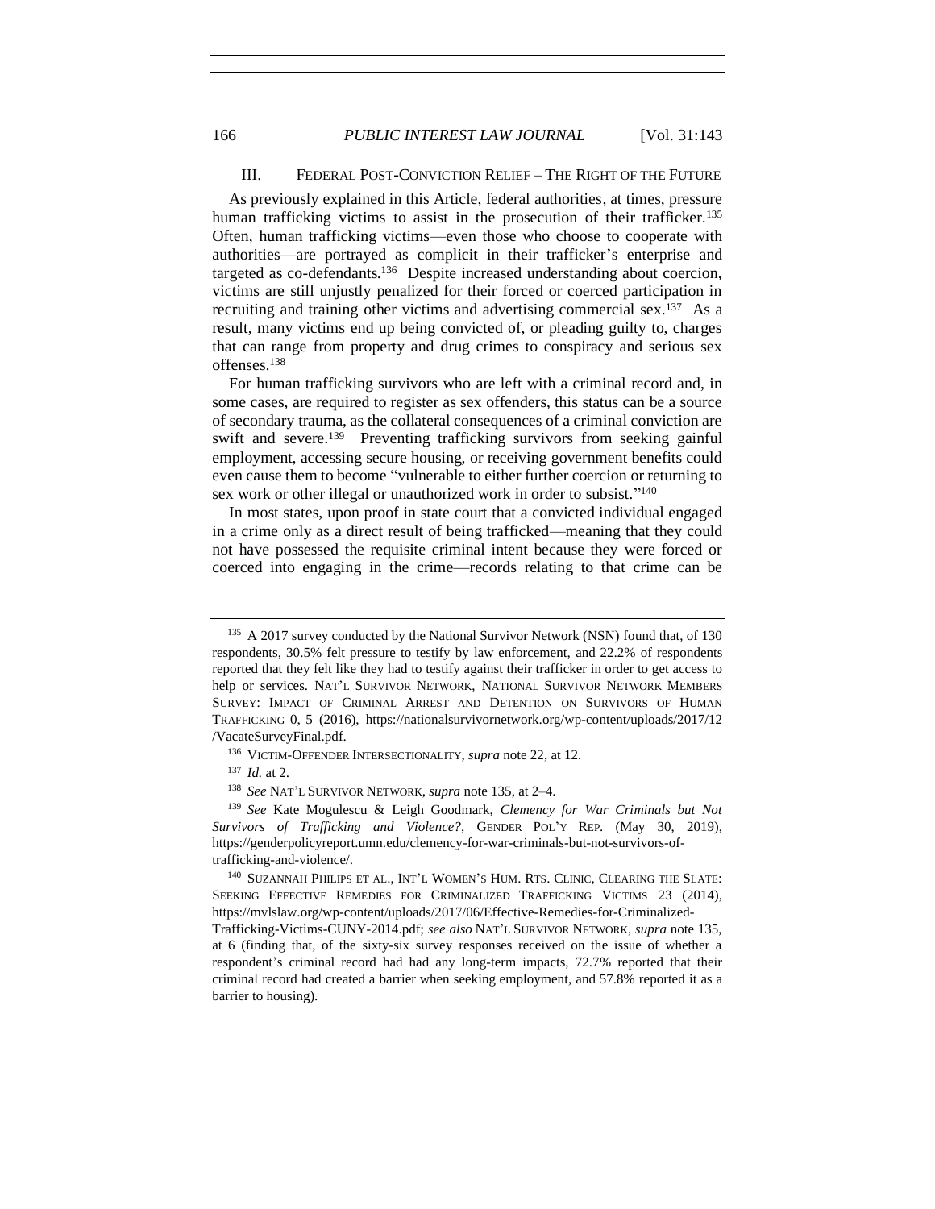### III. FEDERAL POST-CONVICTION RELIEF – THE RIGHT OF THE FUTURE

As previously explained in this Article, federal authorities, at times, pressure human trafficking victims to assist in the prosecution of their trafficker.[135] Often, human trafficking victims—even those who choose to cooperate with authorities—are portrayed as complicit in their trafficker's enterprise and targeted as co-defendants.[136] Despite increased understanding about coercion, victims are still unjustly penalized for their forced or coerced participation in recruiting and training other victims and advertising commercial sex.[137] As a result, many victims end up being convicted of, or pleading guilty to, charges that can range from property and drug crimes to conspiracy and serious sex offenses.[138]

For human trafficking survivors who are left with a criminal record and, in some cases, are required to register as sex offenders, this status can be a source of secondary trauma, as the collateral consequences of a criminal conviction are swift and severe.[139] Preventing trafficking survivors from seeking gainful employment, accessing secure housing, or receiving government benefits could even cause them to become "vulnerable to either further coercion or returning to sex work or other illegal or unauthorized work in order to subsist."[140]

In most states, upon proof in state court that a convicted individual engaged in a crime only as a direct result of being trafficked—meaning that they could not have possessed the requisite criminal intent because they were forced or coerced into engaging in the crime—records relating to that crime can be

---

[135] A 2017 survey conducted by the National Survivor Network (NSN) found that, of 130 respondents, 30.5% felt pressure to testify by law enforcement, and 22.2% of respondents reported that they felt like they had to testify against their trafficker in order to get access to help or services. NAT'L SURVIVOR NETWORK, NATIONAL SURVIVOR NETWORK MEMBERS SURVEY: IMPACT OF CRIMINAL ARREST AND DETENTION ON SURVIVORS OF HUMAN TRAFFICKING 0, 5 (2016), https://nationalsurvivornetwork.org/wp-content/uploads/2017/12/VacateSurveyFinal.pdf.

[136] VICTIM-OFFENDER INTERSECTIONALITY, *supra* note 22, at 12.

[137] *Id.* at 2.

[138] *See* NAT'L SURVIVOR NETWORK, *supra* note 135, at 2–4.

[139] *See* Kate Mogulescu & Leigh Goodmark, *Clemency for War Criminals but Not Survivors of Trafficking and Violence?*, GENDER POL'Y REP. (May 30, 2019), https://genderpolicyreport.umn.edu/clemency-for-war-criminals-but-not-survivors-of-trafficking-and-violence/.

[140] SUZANNAH PHILIPS ET AL., INT'L WOMEN'S HUM. RTS. CLINIC, CLEARING THE SLATE: SEEKING EFFECTIVE REMEDIES FOR CRIMINALIZED TRAFFICKING VICTIMS 23 (2014), https://mvlslaw.org/wp-content/uploads/2017/06/Effective-Remedies-for-Criminalized-Trafficking-Victims-CUNY-2014.pdf; *see also* NAT'L SURVIVOR NETWORK, *supra* note 135, at 6 (finding that, of the sixty-six survey responses received on the issue of whether a respondent's criminal record had had any long-term impacts, 72.7% reported that their criminal record had created a barrier when seeking employment, and 57.8% reported it as a barrier to housing).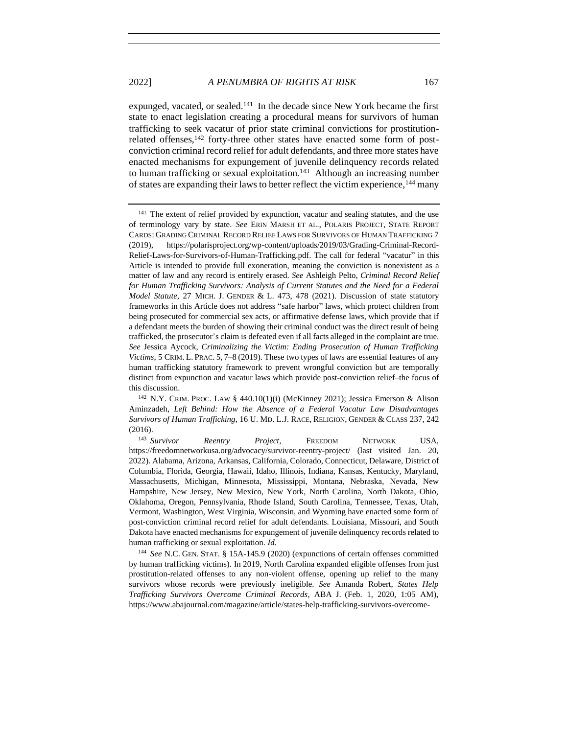expunged, vacated, or sealed.[141] In the decade since New York became the first state to enact legislation creating a procedural means for survivors of human trafficking to seek vacatur of prior state criminal convictions for prostitution-related offenses,[142] forty-three other states have enacted some form of post-conviction criminal record relief for adult defendants, and three more states have enacted mechanisms for expungement of juvenile delinquency records related to human trafficking or sexual exploitation.[143] Although an increasing number of states are expanding their laws to better reflect the victim experience,[144] many

---

[141] The extent of relief provided by expunction, vacatur and sealing statutes, and the use of terminology vary by state. *See* ERIN MARSH ET AL., POLARIS PROJECT, STATE REPORT CARDS: GRADING CRIMINAL RECORD RELIEF LAWS FOR SURVIVORS OF HUMAN TRAFFICKING 7 (2019), https://polarisproject.org/wp-content/uploads/2019/03/Grading-Criminal-Record-Relief-Laws-for-Survivors-of-Human-Trafficking.pdf. The call for federal "vacatur" in this Article is intended to provide full exoneration, meaning the conviction is nonexistent as a matter of law and any record is entirely erased. *See* Ashleigh Pelto, *Criminal Record Relief for Human Trafficking Survivors: Analysis of Current Statutes and the Need for a Federal Model Statute*, 27 MICH. J. GENDER & L. 473, 478 (2021). Discussion of state statutory frameworks in this Article does not address "safe harbor" laws, which protect children from being prosecuted for commercial sex acts, or affirmative defense laws, which provide that if a defendant meets the burden of showing their criminal conduct was the direct result of being trafficked, the prosecutor's claim is defeated even if all facts alleged in the complaint are true. *See* Jessica Aycock, *Criminalizing the Victim: Ending Prosecution of Human Trafficking Victims*, 5 CRIM. L. PRAC. 5, 7–8 (2019). These two types of laws are essential features of any human trafficking statutory framework to prevent wrongful conviction but are temporally distinct from expunction and vacatur laws which provide post-conviction relief–the focus of this discussion.

[142] N.Y. CRIM. PROC. LAW § 440.10(1)(i) (McKinney 2021); Jessica Emerson & Alison Aminzadeh, *Left Behind: How the Absence of a Federal Vacatur Law Disadvantages Survivors of Human Trafficking*, 16 U. MD. L.J. RACE, RELIGION, GENDER & CLASS 237, 242 (2016).

[143] *Survivor Reentry Project*, FREEDOM NETWORK USA, https://freedomnetworkusa.org/advocacy/survivor-reentry-project/ (last visited Jan. 20, 2022). Alabama, Arizona, Arkansas, California, Colorado, Connecticut, Delaware, District of Columbia, Florida, Georgia, Hawaii, Idaho, Illinois, Indiana, Kansas, Kentucky, Maryland, Massachusetts, Michigan, Minnesota, Mississippi, Montana, Nebraska, Nevada, New Hampshire, New Jersey, New Mexico, New York, North Carolina, North Dakota, Ohio, Oklahoma, Oregon, Pennsylvania, Rhode Island, South Carolina, Tennessee, Texas, Utah, Vermont, Washington, West Virginia, Wisconsin, and Wyoming have enacted some form of post-conviction criminal record relief for adult defendants. Louisiana, Missouri, and South Dakota have enacted mechanisms for expungement of juvenile delinquency records related to human trafficking or sexual exploitation. *Id.*

[144] *See* N.C. GEN. STAT. § 15A-145.9 (2020) (expunctions of certain offenses committed by human trafficking victims). In 2019, North Carolina expanded eligible offenses from just prostitution-related offenses to any non-violent offense, opening up relief to the many survivors whose records were previously ineligible. *See* Amanda Robert, *States Help Trafficking Survivors Overcome Criminal Records*, ABA J. (Feb. 1, 2020, 1:05 AM), https://www.abajournal.com/magazine/article/states-help-trafficking-survivors-overcome-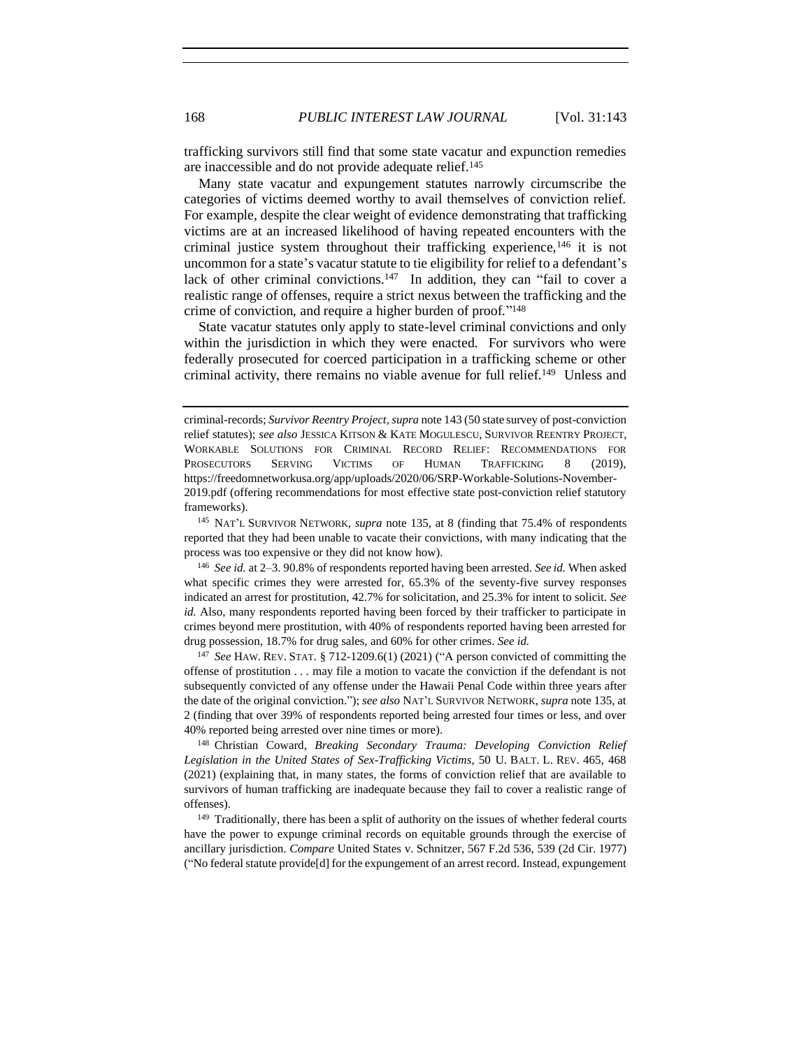trafficking survivors still find that some state vacatur and expunction remedies are inaccessible and do not provide adequate relief.[145]

Many state vacatur and expungement statutes narrowly circumscribe the categories of victims deemed worthy to avail themselves of conviction relief. For example, despite the clear weight of evidence demonstrating that trafficking victims are at an increased likelihood of having repeated encounters with the criminal justice system throughout their trafficking experience,[146] it is not uncommon for a state's vacatur statute to tie eligibility for relief to a defendant's lack of other criminal convictions.[147] In addition, they can "fail to cover a realistic range of offenses, require a strict nexus between the trafficking and the crime of conviction, and require a higher burden of proof."[148]

State vacatur statutes only apply to state-level criminal convictions and only within the jurisdiction in which they were enacted. For survivors who were federally prosecuted for coerced participation in a trafficking scheme or other criminal activity, there remains no viable avenue for full relief.[149] Unless and

---

criminal-records; *Survivor Reentry Project*, *supra* note 143 (50 state survey of post-conviction relief statutes); *see also* JESSICA KITSON & KATE MOGULESCU, SURVIVOR REENTRY PROJECT, WORKABLE SOLUTIONS FOR CRIMINAL RECORD RELIEF: RECOMMENDATIONS FOR PROSECUTORS SERVING VICTIMS OF HUMAN TRAFFICKING 8 (2019), https://freedomnetworkusa.org/app/uploads/2020/06/SRP-Workable-Solutions-November-2019.pdf (offering recommendations for most effective state post-conviction relief statutory frameworks).

[145] NAT'L SURVIVOR NETWORK, *supra* note 135, at 8 (finding that 75.4% of respondents reported that they had been unable to vacate their convictions, with many indicating that the process was too expensive or they did not know how).

[146] *See id.* at 2–3. 90.8% of respondents reported having been arrested. *See id.* When asked what specific crimes they were arrested for, 65.3% of the seventy-five survey responses indicated an arrest for prostitution, 42.7% for solicitation, and 25.3% for intent to solicit. *See id.* Also, many respondents reported having been forced by their trafficker to participate in crimes beyond mere prostitution, with 40% of respondents reported having been arrested for drug possession, 18.7% for drug sales, and 60% for other crimes. *See id.*

[147] *See* HAW. REV. STAT. § 712-1209.6(1) (2021) ("A person convicted of committing the offense of prostitution . . . may file a motion to vacate the conviction if the defendant is not subsequently convicted of any offense under the Hawaii Penal Code within three years after the date of the original conviction."); *see also* NAT'L SURVIVOR NETWORK, *supra* note 135, at 2 (finding that over 39% of respondents reported being arrested four times or less, and over 40% reported being arrested over nine times or more).

[148] Christian Coward, *Breaking Secondary Trauma: Developing Conviction Relief Legislation in the United States of Sex-Trafficking Victims*, 50 U. BALT. L. REV. 465, 468 (2021) (explaining that, in many states, the forms of conviction relief that are available to survivors of human trafficking are inadequate because they fail to cover a realistic range of offenses).

[149] Traditionally, there has been a split of authority on the issues of whether federal courts have the power to expunge criminal records on equitable grounds through the exercise of ancillary jurisdiction. *Compare* United States v. Schnitzer, 567 F.2d 536, 539 (2d Cir. 1977) ("No federal statute provide[d] for the expungement of an arrest record. Instead, expungement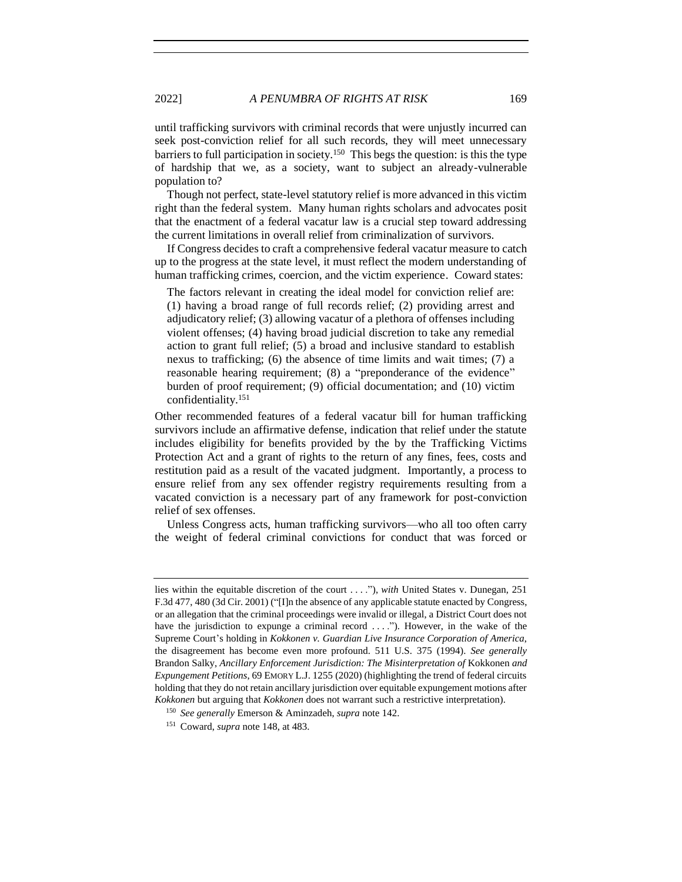until trafficking survivors with criminal records that were unjustly incurred can seek post-conviction relief for all such records, they will meet unnecessary barriers to full participation in society.[150] This begs the question: is this the type of hardship that we, as a society, want to subject an already-vulnerable population to?

Though not perfect, state-level statutory relief is more advanced in this victim right than the federal system. Many human rights scholars and advocates posit that the enactment of a federal vacatur law is a crucial step toward addressing the current limitations in overall relief from criminalization of survivors.

If Congress decides to craft a comprehensive federal vacatur measure to catch up to the progress at the state level, it must reflect the modern understanding of human trafficking crimes, coercion, and the victim experience. Coward states:

> The factors relevant in creating the ideal model for conviction relief are: (1) having a broad range of full records relief; (2) providing arrest and adjudicatory relief; (3) allowing vacatur of a plethora of offenses including violent offenses; (4) having broad judicial discretion to take any remedial action to grant full relief; (5) a broad and inclusive standard to establish nexus to trafficking; (6) the absence of time limits and wait times; (7) a reasonable hearing requirement; (8) a "preponderance of the evidence" burden of proof requirement; (9) official documentation; and (10) victim confidentiality.[151]

Other recommended features of a federal vacatur bill for human trafficking survivors include an affirmative defense, indication that relief under the statute includes eligibility for benefits provided by the by the Trafficking Victims Protection Act and a grant of rights to the return of any fines, fees, costs and restitution paid as a result of the vacated judgment. Importantly, a process to ensure relief from any sex offender registry requirements resulting from a vacated conviction is a necessary part of any framework for post-conviction relief of sex offenses.

Unless Congress acts, human trafficking survivors—who all too often carry the weight of federal criminal convictions for conduct that was forced or

---

lies within the equitable discretion of the court . . . ."), *with* United States v. Dunegan, 251 F.3d 477, 480 (3d Cir. 2001) ("[I]n the absence of any applicable statute enacted by Congress, or an allegation that the criminal proceedings were invalid or illegal, a District Court does not have the jurisdiction to expunge a criminal record . . . ."). However, in the wake of the Supreme Court's holding in *Kokkonen v. Guardian Live Insurance Corporation of America*, the disagreement has become even more profound. 511 U.S. 375 (1994). *See generally* Brandon Salky, *Ancillary Enforcement Jurisdiction: The Misinterpretation of* Kokkonen *and Expungement Petitions*, 69 EMORY L.J. 1255 (2020) (highlighting the trend of federal circuits holding that they do not retain ancillary jurisdiction over equitable expungement motions after *Kokkonen* but arguing that *Kokkonen* does not warrant such a restrictive interpretation).

[150] *See generally* Emerson & Aminzadeh, *supra* note 142.

[151] Coward, *supra* note 148, at 483.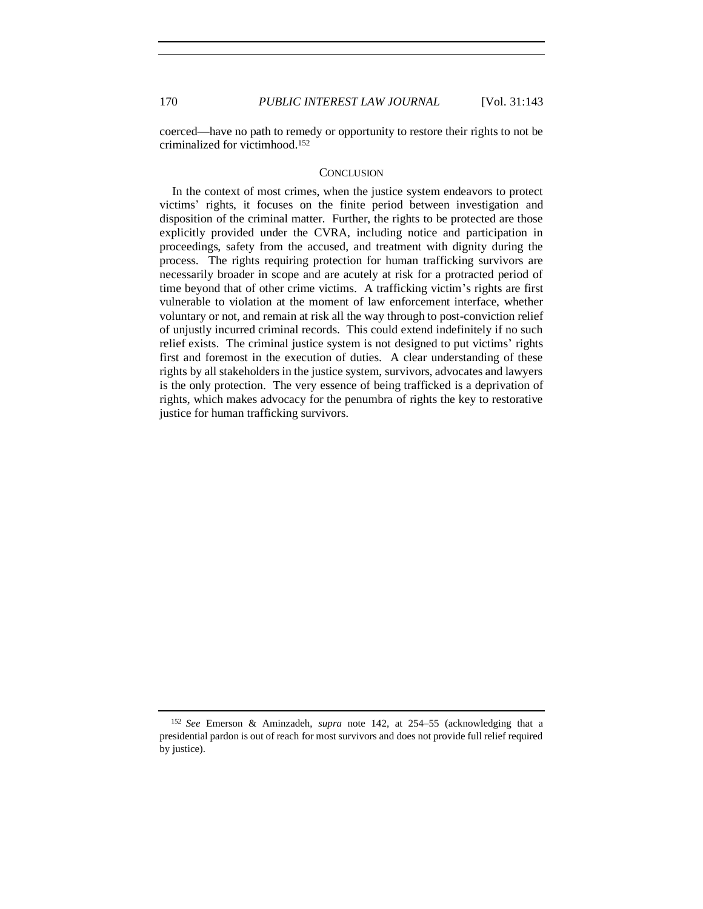coerced—have no path to remedy or opportunity to restore their rights to not be criminalized for victimhood.[152]

## CONCLUSION

In the context of most crimes, when the justice system endeavors to protect victims' rights, it focuses on the finite period between investigation and disposition of the criminal matter. Further, the rights to be protected are those explicitly provided under the CVRA, including notice and participation in proceedings, safety from the accused, and treatment with dignity during the process. The rights requiring protection for human trafficking survivors are necessarily broader in scope and are acutely at risk for a protracted period of time beyond that of other crime victims. A trafficking victim's rights are first vulnerable to violation at the moment of law enforcement interface, whether voluntary or not, and remain at risk all the way through to post-conviction relief of unjustly incurred criminal records. This could extend indefinitely if no such relief exists. The criminal justice system is not designed to put victims' rights first and foremost in the execution of duties. A clear understanding of these rights by all stakeholders in the justice system, survivors, advocates and lawyers is the only protection. The very essence of being trafficked is a deprivation of rights, which makes advocacy for the penumbra of rights the key to restorative justice for human trafficking survivors.

---

[152] *See* Emerson & Aminzadeh, *supra* note 142, at 254–55 (acknowledging that a presidential pardon is out of reach for most survivors and does not provide full relief required by justice).